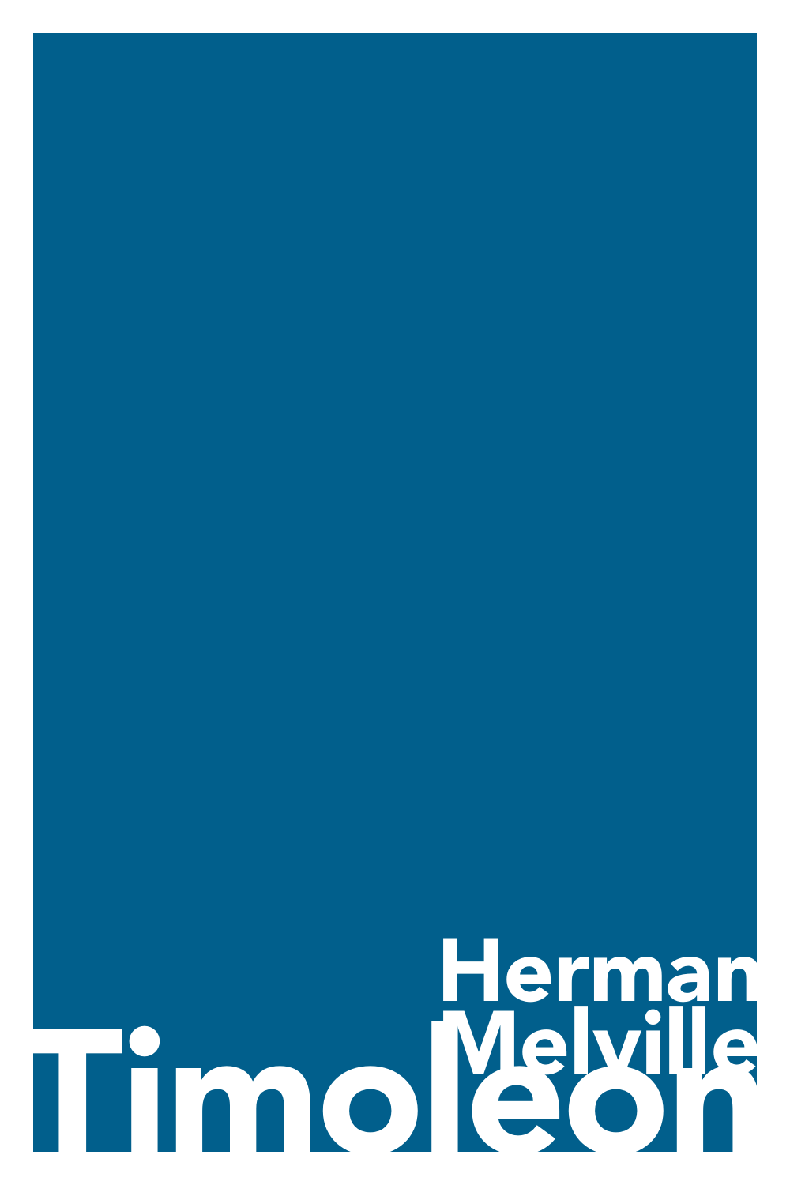# Timoleon

Herman Melville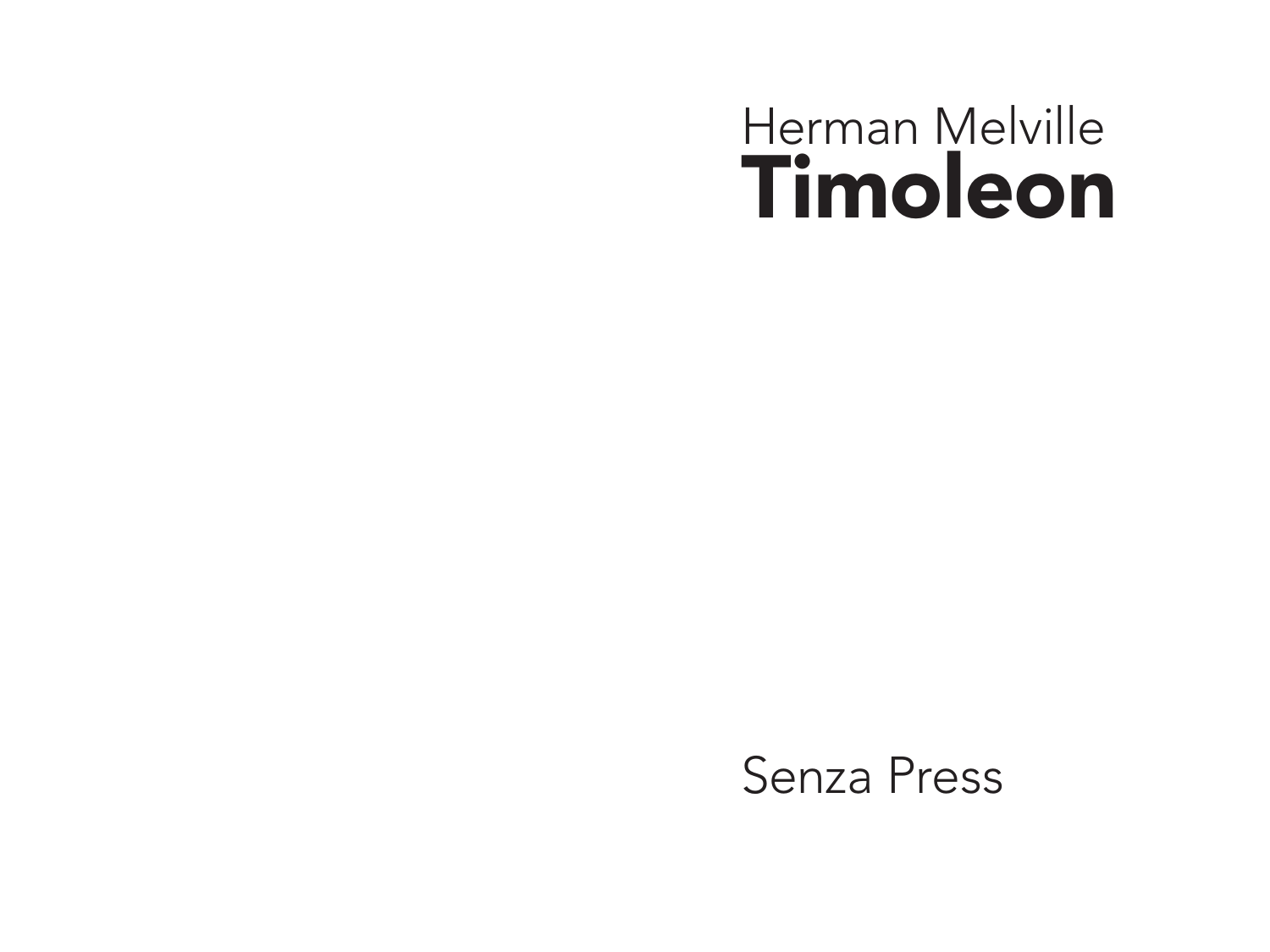Herman Melville

# Timoleon

Senza Press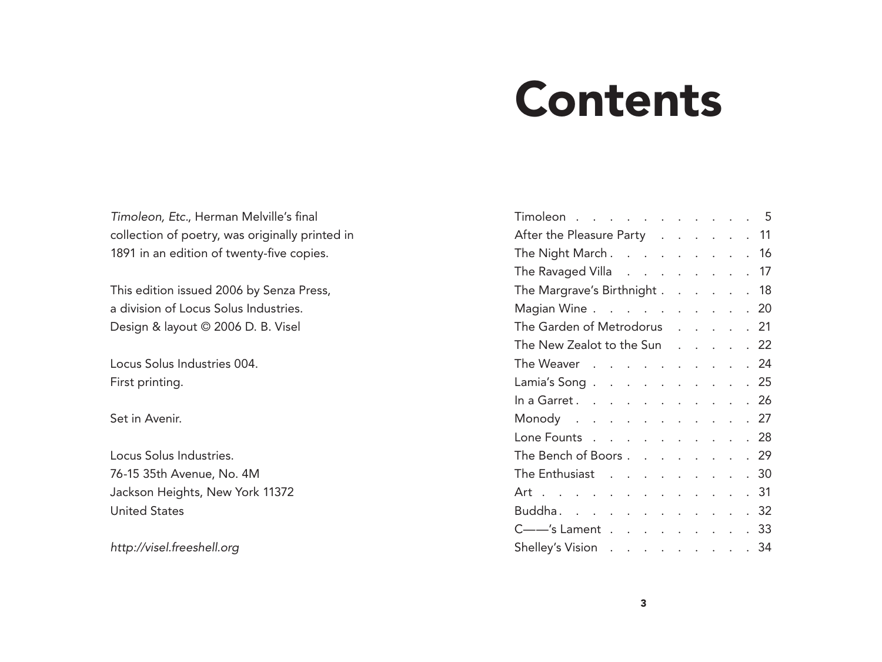# Contents

*Timoleon, Etc.*, Herman Melville's final collection of poetry, was originally printed in 1891 in an edition of twenty-five copies.

This edition issued 2006 by Senza Press, a division of Locus Solus Industries. Design & layout © 2006 D. B. Visel

Locus Solus Industries 004. First printing.

Set in Avenir.

Locus Solus Industries.
76-15 35th Avenue, No. 4M
Jackson Heights, New York 11372
United States

*http://visel.freeshell.org*

| Title | Page |
|---|---|
| Timoleon | 5 |
| After the Pleasure Party | 11 |
| The Night March | 16 |
| The Ravaged Villa | 17 |
| The Margrave's Birthnight | 18 |
| Magian Wine | 20 |
| The Garden of Metrodorus | 21 |
| The New Zealot to the Sun | 22 |
| The Weaver | 24 |
| Lamia's Song | 25 |
| In a Garret | 26 |
| Monody | 27 |
| Lone Founts | 28 |
| The Bench of Boors | 29 |
| The Enthusiast | 30 |
| Art | 31 |
| Buddha | 32 |
| C——'s Lament | 33 |
| Shelley's Vision | 34 |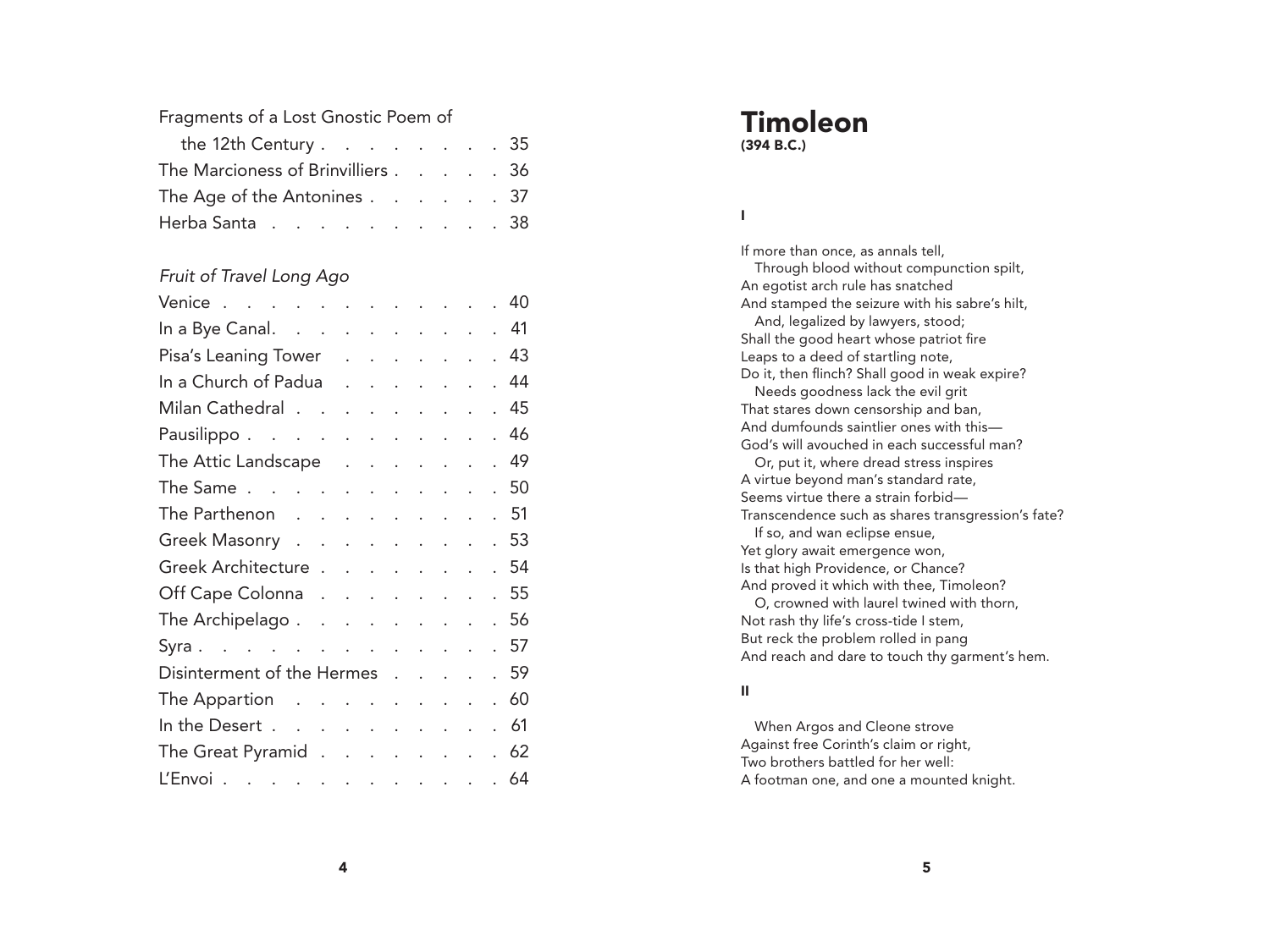Fragments of a Lost Gnostic Poem of the 12th Century . . . . . . . . 35
The Marcioness of Brinvilliers . . . . . 36
The Age of the Antonines . . . . . . 37
Herba Santa . . . . . . . . . . 38

*Fruit of Travel Long Ago*

Venice . . . . . . . . . . . . . 40
In a Bye Canal. . . . . . . . . . 41
Pisa's Leaning Tower . . . . . . . 43
In a Church of Padua . . . . . . . 44
Milan Cathedral . . . . . . . . . 45
Pausilippo . . . . . . . . . . . 46
The Attic Landscape . . . . . . . 49
The Same . . . . . . . . . . . . 50
The Parthenon . . . . . . . . . 51
Greek Masonry . . . . . . . . . 53
Greek Architecture . . . . . . . . 54
Off Cape Colonna . . . . . . . . 55
The Archipelago . . . . . . . . . 56
Syra . . . . . . . . . . . . . . 57
Disinterment of the Hermes . . . . . 59
The Appartion . . . . . . . . . 60
In the Desert . . . . . . . . . . 61
The Great Pyramid . . . . . . . . 62
L'Envoi . . . . . . . . . . . . . 64

# Timoleon

**(394 B.C.)**

## I

If more than once, as annals tell,
   Through blood without compunction spilt,
An egotist arch rule has snatched
And stamped the seizure with his sabre's hilt,
   And, legalized by lawyers, stood;
Shall the good heart whose patriot fire
Leaps to a deed of startling note,
Do it, then flinch? Shall good in weak expire?
   Needs goodness lack the evil grit
That stares down censorship and ban,
And dumfounds saintlier ones with this—
God's will avouched in each successful man?
   Or, put it, where dread stress inspires
A virtue beyond man's standard rate,
Seems virtue there a strain forbid—
Transcendence such as shares transgression's fate?
   If so, and wan eclipse ensue,
Yet glory await emergence won,
Is that high Providence, or Chance?
And proved it which with thee, Timoleon?
   O, crowned with laurel twined with thorn,
Not rash thy life's cross-tide I stem,
But reck the problem rolled in pang
And reach and dare to touch thy garment's hem.

## II

   When Argos and Cleone strove
Against free Corinth's claim or right,
Two brothers battled for her well:
A footman one, and one a mounted knight.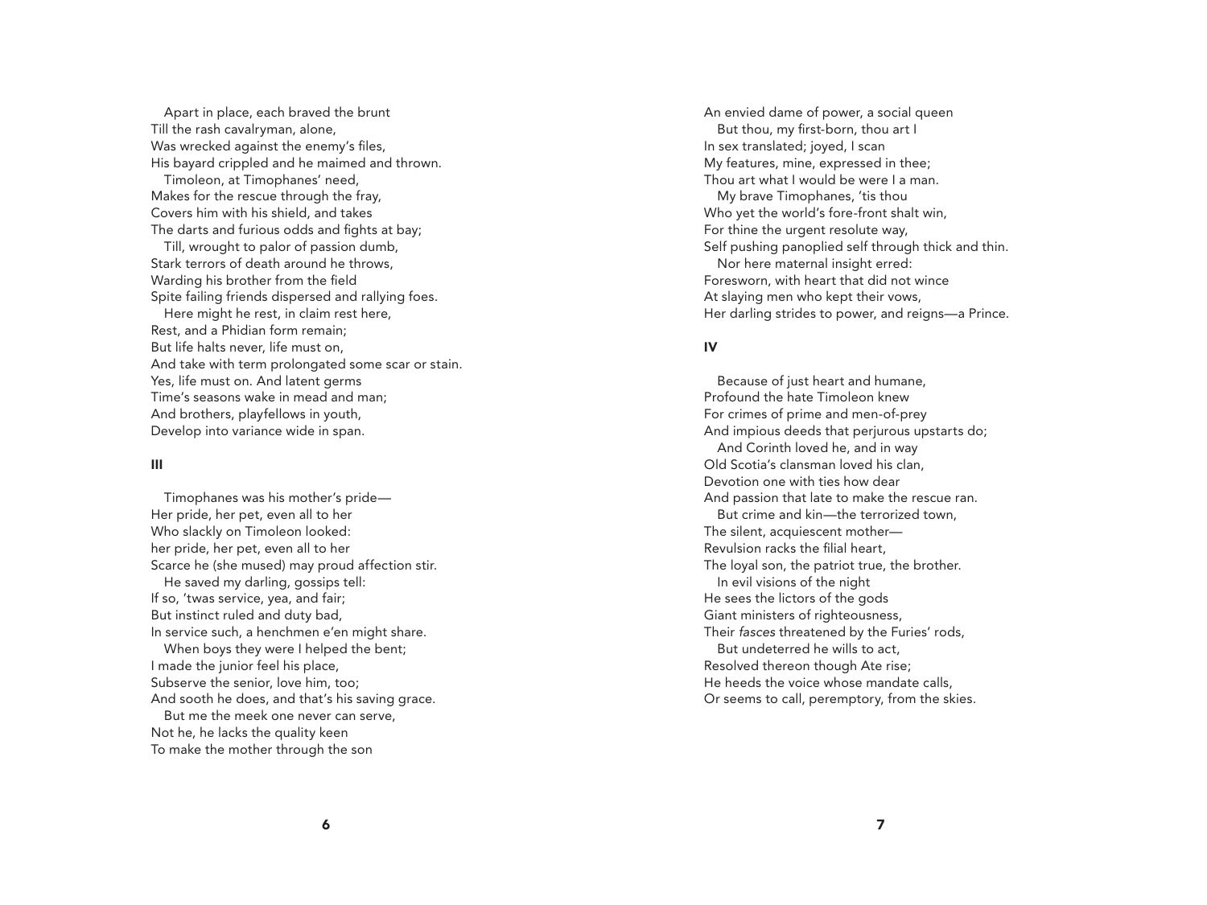Apart in place, each braved the brunt
Till the rash cavalryman, alone,
Was wrecked against the enemy's files,
His bayard crippled and he maimed and thrown.
Timoleon, at Timophanes' need,
Makes for the rescue through the fray,
Covers him with his shield, and takes
The darts and furious odds and fights at bay;
Till, wrought to palor of passion dumb,
Stark terrors of death around he throws,
Warding his brother from the field
Spite failing friends dispersed and rallying foes.
Here might he rest, in claim rest here,
Rest, and a Phidian form remain;
But life halts never, life must on,
And take with term prolongated some scar or stain.
Yes, life must on. And latent germs
Time's seasons wake in mead and man;
And brothers, playfellows in youth,
Develop into variance wide in span.

### III

Timophanes was his mother's pride—
Her pride, her pet, even all to her
Who slackly on Timoleon looked:
her pride, her pet, even all to her
Scarce he (she mused) may proud affection stir.
He saved my darling, gossips tell:
If so, 'twas service, yea, and fair;
But instinct ruled and duty bad,
In service such, a henchmen e'en might share.
When boys they were I helped the bent;
I made the junior feel his place,
Subserve the senior, love him, too;
And sooth he does, and that's his saving grace.
But me the meek one never can serve,
Not he, he lacks the quality keen
To make the mother through the son
An envied dame of power, a social queen
But thou, my first-born, thou art I
In sex translated; joyed, I scan
My features, mine, expressed in thee;
Thou art what I would be were I a man.
My brave Timophanes, 'tis thou
Who yet the world's fore-front shalt win,
For thine the urgent resolute way,
Self pushing panoplied self through thick and thin.
Nor here maternal insight erred:
Foresworn, with heart that did not wince
At slaying men who kept their vows,
Her darling strides to power, and reigns—a Prince.

### IV

Because of just heart and humane,
Profound the hate Timoleon knew
For crimes of prime and men-of-prey
And impious deeds that perjurous upstarts do;
And Corinth loved he, and in way
Old Scotia's clansman loved his clan,
Devotion one with ties how dear
And passion that late to make the rescue ran.
But crime and kin—the terrorized town,
The silent, acquiescent mother—
Revulsion racks the filial heart,
The loyal son, the patriot true, the brother.
In evil visions of the night
He sees the lictors of the gods
Giant ministers of righteousness,
Their *fasces* threatened by the Furies' rods,
But undeterred he wills to act,
Resolved thereon though Ate rise;
He heeds the voice whose mandate calls,
Or seems to call, peremptory, from the skies.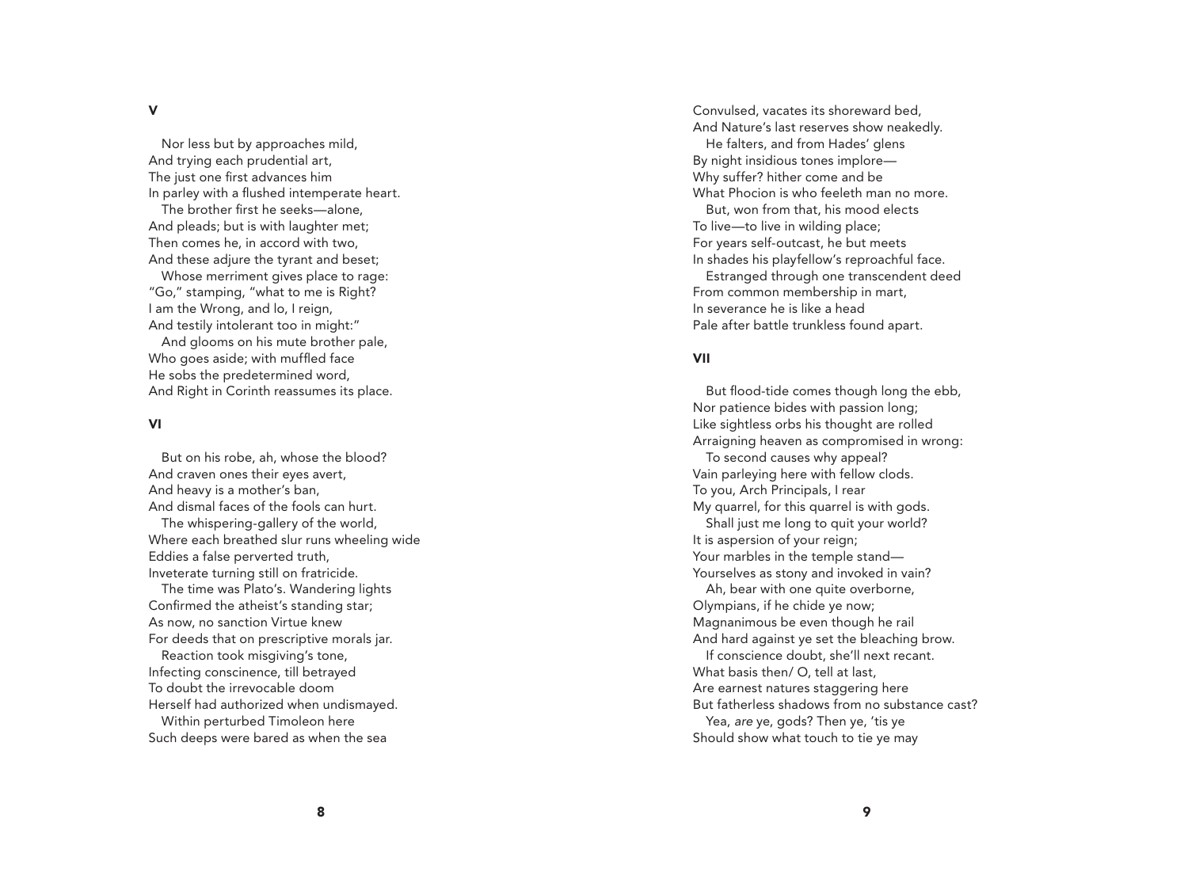### V

Nor less but by approaches mild,  
And trying each prudential art,  
The just one first advances him  
In parley with a flushed intemperate heart.  
The brother first he seeks—alone,  
And pleads; but is with laughter met;  
Then comes he, in accord with two,  
And these adjure the tyrant and beset;  
Whose merriment gives place to rage:  
"Go," stamping, "what to me is Right?  
I am the Wrong, and lo, I reign,  
And testily intolerant too in might:"  
And glooms on his mute brother pale,  
Who goes aside; with muffled face  
He sobs the predetermined word,  
And Right in Corinth reassumes its place.

### VI

But on his robe, ah, whose the blood?  
And craven ones their eyes avert,  
And heavy is a mother's ban,  
And dismal faces of the fools can hurt.  
The whispering-gallery of the world,  
Where each breathed slur runs wheeling wide  
Eddies a false perverted truth,  
Inveterate turning still on fratricide.  
The time was Plato's. Wandering lights  
Confirmed the atheist's standing star;  
As now, no sanction Virtue knew  
For deeds that on prescriptive morals jar.  
Reaction took misgiving's tone,  
Infecting conscinence, till betrayed  
To doubt the irrevocable doom  
Herself had authorized when undismayed.  
Within perturbed Timoleon here  
Such deeps were bared as when the sea  
Convulsed, vacates its shoreward bed,  
And Nature's last reserves show neakedly.  
He falters, and from Hades' glens  
By night insidious tones implore—  
Why suffer? hither come and be  
What Phocion is who feeleth man no more.  
But, won from that, his mood elects  
To live—to live in wilding place;  
For years self-outcast, he but meets  
In shades his playfellow's reproachful face.  
Estranged through one transcendent deed  
From common membership in mart,  
In severance he is like a head  
Pale after battle trunkless found apart.

### VII

But flood-tide comes though long the ebb,  
Nor patience bides with passion long;  
Like sightless orbs his thought are rolled  
Arraigning heaven as compromised in wrong:  
To second causes why appeal?  
Vain parleying here with fellow clods.  
To you, Arch Principals, I rear  
My quarrel, for this quarrel is with gods.  
Shall just me long to quit your world?  
It is aspersion of your reign;  
Your marbles in the temple stand—  
Yourselves as stony and invoked in vain?  
Ah, bear with one quite overborne,  
Olympians, if he chide ye now;  
Magnanimous be even though he rail  
And hard against ye set the bleaching brow.  
If conscience doubt, she'll next recant.  
What basis then/ O, tell at last,  
Are earnest natures staggering here  
But fatherless shadows from no substance cast?  
Yea, *are* ye, gods? Then ye, 'tis ye  
Should show what touch to tie ye may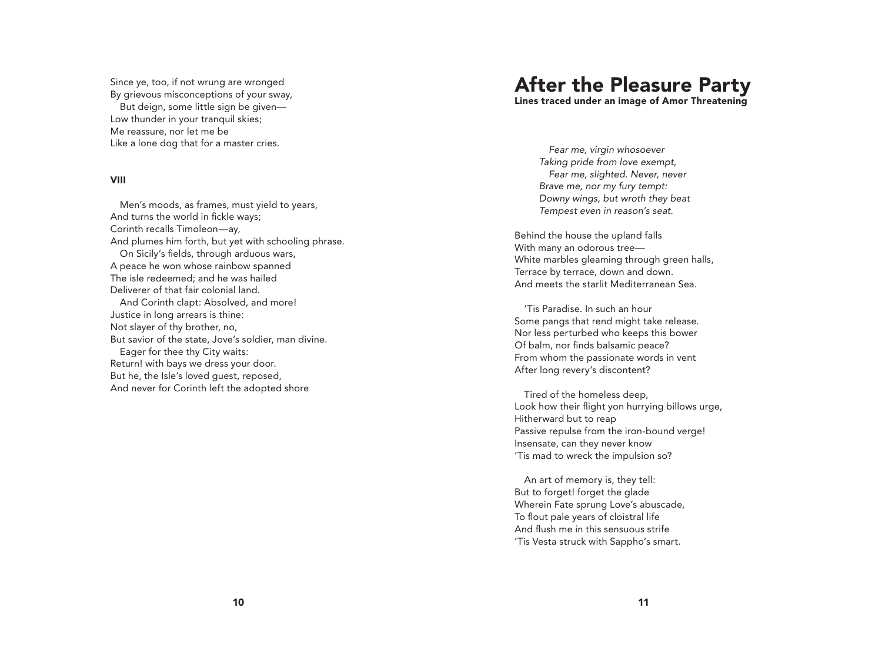Since ye, too, if not wrung are wronged  
By grievous misconceptions of your sway,  
   But deign, some little sign be given—  
Low thunder in your tranquil skies;  
Me reassure, nor let me be  
Like a lone dog that for a master cries.

**VIII**

   Men's moods, as frames, must yield to years,  
And turns the world in fickle ways;  
Corinth recalls Timoleon—ay,  
And plumes him forth, but yet with schooling phrase.  
   On Sicily's fields, through arduous wars,  
A peace he won whose rainbow spanned  
The isle redeemed; and he was hailed  
Deliverer of that fair colonial land.  
   And Corinth clapt: Absolved, and more!  
Justice in long arrears is thine:  
Not slayer of thy brother, no,  
But savior of the state, Jove's soldier, man divine.  
   Eager for thee thy City waits:  
Return! with bays we dress your door.  
But he, the Isle's loved guest, reposed,  
And never for Corinth left the adopted shore

# After the Pleasure Party

**Lines traced under an image of Amor Threatening**

   *Fear me, virgin whosoever*  
*Taking pride from love exempt,*  
   *Fear me, slighted. Never, never*  
*Brave me, nor my fury tempt:*  
*Downy wings, but wroth they beat*  
*Tempest even in reason's seat.*

Behind the house the upland falls  
With many an odorous tree—  
White marbles gleaming through green halls,  
Terrace by terrace, down and down.  
And meets the starlit Mediterranean Sea.

   'Tis Paradise. In such an hour  
Some pangs that rend might take release.  
Nor less perturbed who keeps this bower  
Of balm, nor finds balsamic peace?  
From whom the passionate words in vent  
After long revery's discontent?

   Tired of the homeless deep,  
Look how their flight yon hurrying billows urge,  
Hitherward but to reap  
Passive repulse from the iron-bound verge!  
Insensate, can they never know  
'Tis mad to wreck the impulsion so?

   An art of memory is, they tell:  
But to forget! forget the glade  
Wherein Fate sprung Love's abuscade,  
To flout pale years of cloistral life  
And flush me in this sensuous strife  
'Tis Vesta struck with Sappho's smart.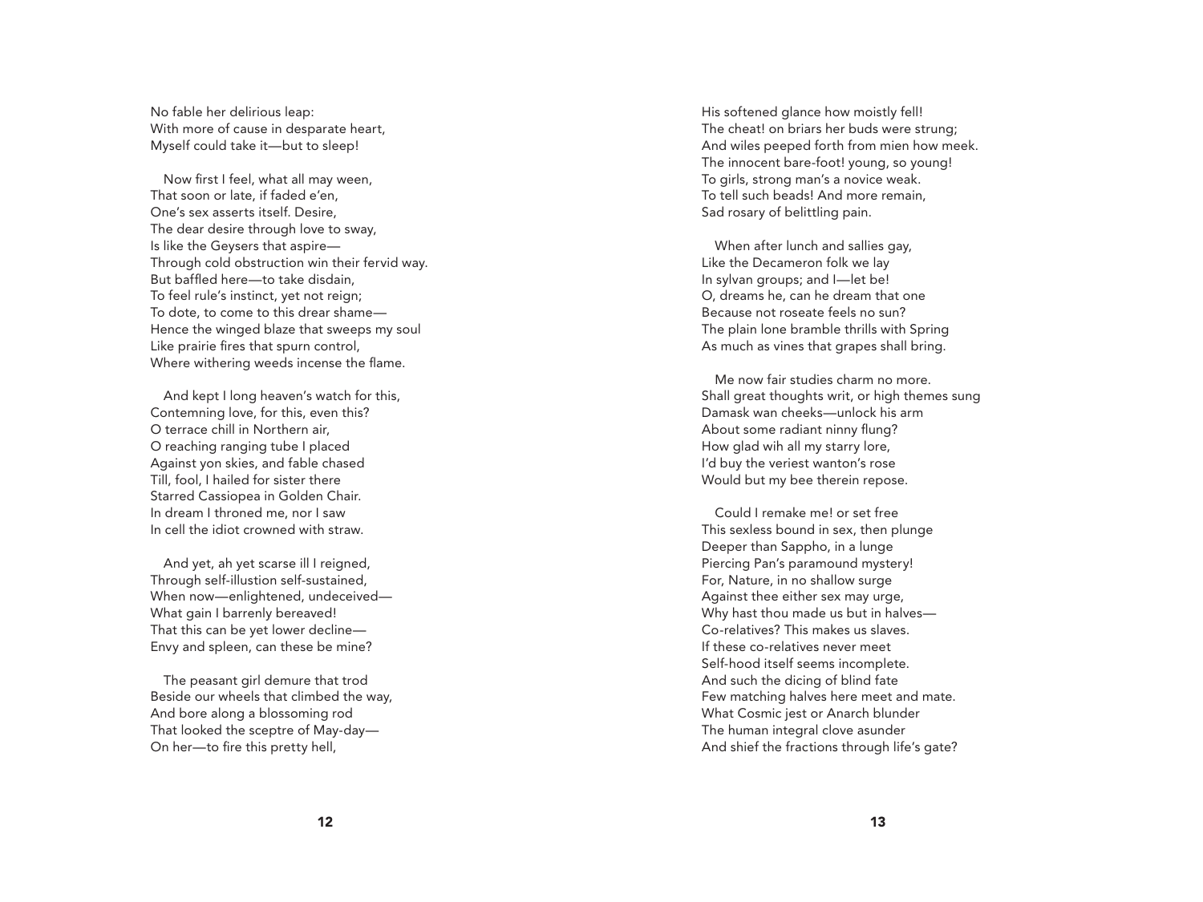No fable her delirious leap:
With more of cause in desparate heart,
Myself could take it—but to sleep!

Now first I feel, what all may ween,
That soon or late, if faded e'en,
One's sex asserts itself. Desire,
The dear desire through love to sway,
Is like the Geysers that aspire—
Through cold obstruction win their fervid way.
But baffled here—to take disdain,
To feel rule's instinct, yet not reign;
To dote, to come to this drear shame—
Hence the winged blaze that sweeps my soul
Like prairie fires that spurn control,
Where withering weeds incense the flame.

And kept I long heaven's watch for this,
Contemning love, for this, even this?
O terrace chill in Northern air,
O reaching ranging tube I placed
Against yon skies, and fable chased
Till, fool, I hailed for sister there
Starred Cassiopea in Golden Chair.
In dream I throned me, nor I saw
In cell the idiot crowned with straw.

And yet, ah yet scarse ill I reigned,
Through self-illusion self-sustained,
When now—enlightened, undeceived—
What gain I barrenly bereaved!
That this can be yet lower decline—
Envy and spleen, can these be mine?

The peasant girl demure that trod
Beside our wheels that climbed the way,
And bore along a blossoming rod
That looked the sceptre of May-day—
On her—to fire this pretty hell,
His softened glance how moistly fell!
The cheat! on briars her buds were strung;
And wiles peeped forth from mien how meek.
The innocent bare-foot! young, so young!
To girls, strong man's a novice weak.
To tell such beads! And more remain,
Sad rosary of belittling pain.

When after lunch and sallies gay,
Like the Decameron folk we lay
In sylvan groups; and I—let be!
O, dreams he, can he dream that one
Because not roseate feels no sun?
The plain lone bramble thrills with Spring
As much as vines that grapes shall bring.

Me now fair studies charm no more.
Shall great thoughts writ, or high themes sung
Damask wan cheeks—unlock his arm
About some radiant ninny flung?
How glad wih all my starry lore,
I'd buy the veriest wanton's rose
Would but my bee therein repose.

Could I remake me! or set free
This sexless bound in sex, then plunge
Deeper than Sappho, in a lunge
Piercing Pan's paramound mystery!
For, Nature, in no shallow surge
Against thee either sex may urge,
Why hast thou made us but in halves—
Co-relatives? This makes us slaves.
If these co-relatives never meet
Self-hood itself seems incomplete.
And such the dicing of blind fate
Few matching halves here meet and mate.
What Cosmic jest or Anarch blunder
The human integral clove asunder
And shief the fractions through life's gate?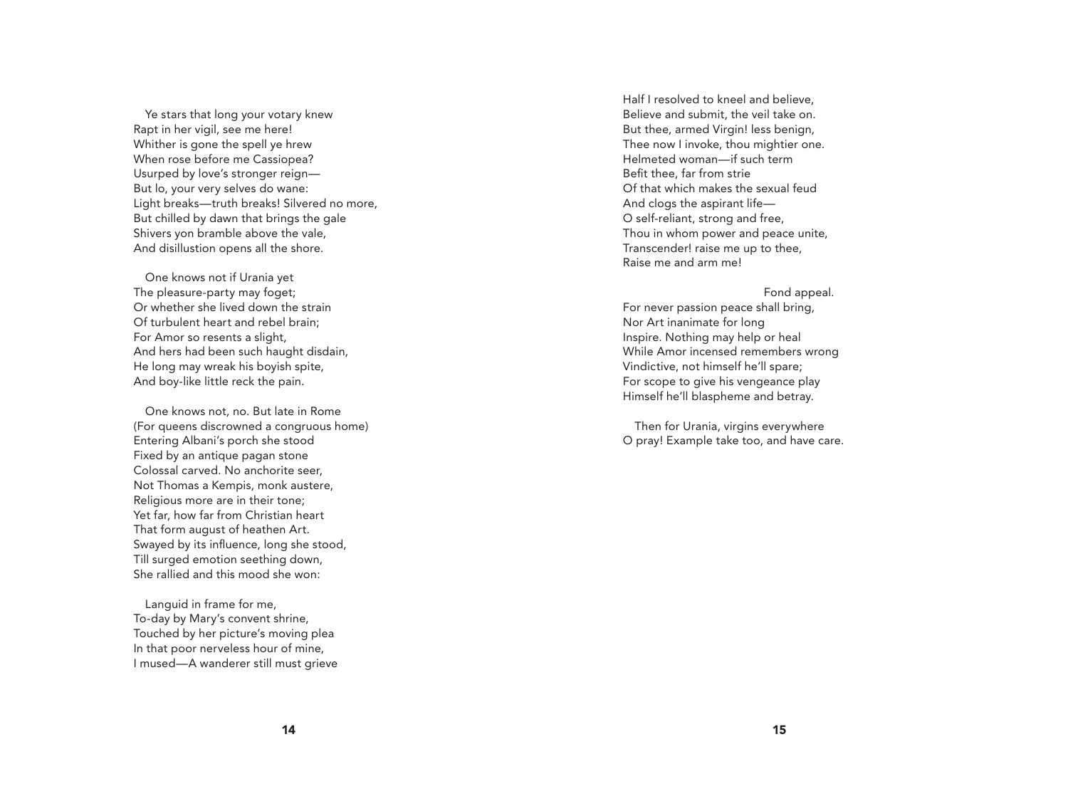Ye stars that long your votary knew  
Rapt in her vigil, see me here!  
Whither is gone the spell ye hrew  
When rose before me Cassiopea?  
Usurped by love's stronger reign—  
But lo, your very selves do wane:  
Light breaks—truth breaks! Silvered no more,  
But chilled by dawn that brings the gale  
Shivers yon bramble above the vale,  
And disillustion opens all the shore.

One knows not if Urania yet  
The pleasure-party may foget;  
Or whether she lived down the strain  
Of turbulent heart and rebel brain;  
For Amor so resents a slight,  
And hers had been such haught disdain,  
He long may wreak his boyish spite,  
And boy-like little reck the pain.

One knows not, no. But late in Rome  
(For queens discrowned a congruous home)  
Entering Albani's porch she stood  
Fixed by an antique pagan stone  
Colossal carved. No anchorite seer,  
Not Thomas a Kempis, monk austere,  
Religious more are in their tone;  
Yet far, how far from Christian heart  
That form august of heathen Art.  
Swayed by its influence, long she stood,  
Till surged emotion seething down,  
She rallied and this mood she won:

Languid in frame for me,  
To-day by Mary's convent shrine,  
Touched by her picture's moving plea  
In that poor nerveless hour of mine,  
I mused—A wanderer still must grieve  
Half I resolved to kneel and believe,  
Believe and submit, the veil take on.  
But thee, armed Virgin! less benign,  
Thee now I invoke, thou mightier one.  
Helmeted woman—if such term  
Befit thee, far from strie  
Of that which makes the sexual feud  
And clogs the aspirant life—  
O self-reliant, strong and free,  
Thou in whom power and peace unite,  
Transcender! raise me up to thee,  
Raise me and arm me!

Fond appeal.  
For never passion peace shall bring,  
Nor Art inanimate for long  
Inspire. Nothing may help or heal  
While Amor incensed remembers wrong  
Vindictive, not himself he'll spare;  
For scope to give his vengeance play  
Himself he'll blaspheme and betray.

Then for Urania, virgins everywhere  
O pray! Example take too, and have care.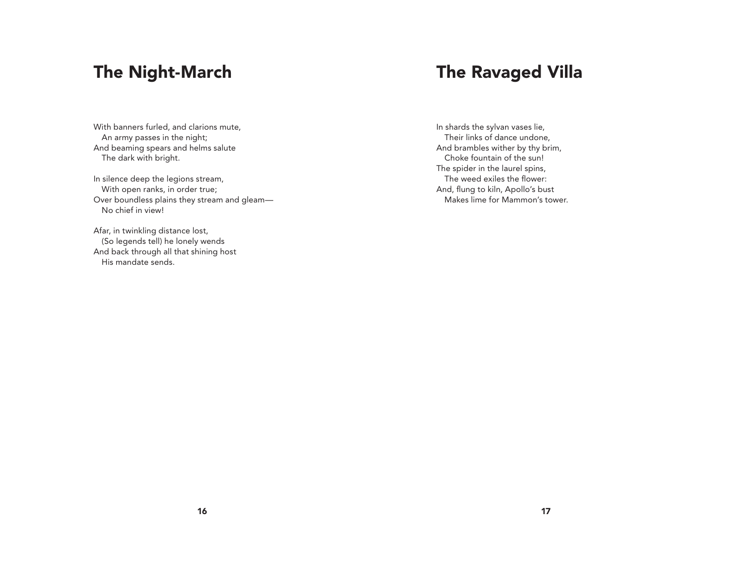# The Night-March

With banners furled, and clarions mute,
   An army passes in the night;
And beaming spears and helms salute
   The dark with bright.

In silence deep the legions stream,
   With open ranks, in order true;
Over boundless plains they stream and gleam—
   No chief in view!

Afar, in twinkling distance lost,
   (So legends tell) he lonely wends
And back through all that shining host
   His mandate sends.

# The Ravaged Villa

In shards the sylvan vases lie,
   Their links of dance undone,
And brambles wither by thy brim,
   Choke fountain of the sun!
The spider in the laurel spins,
   The weed exiles the flower:
And, flung to kiln, Apollo's bust
   Makes lime for Mammon's tower.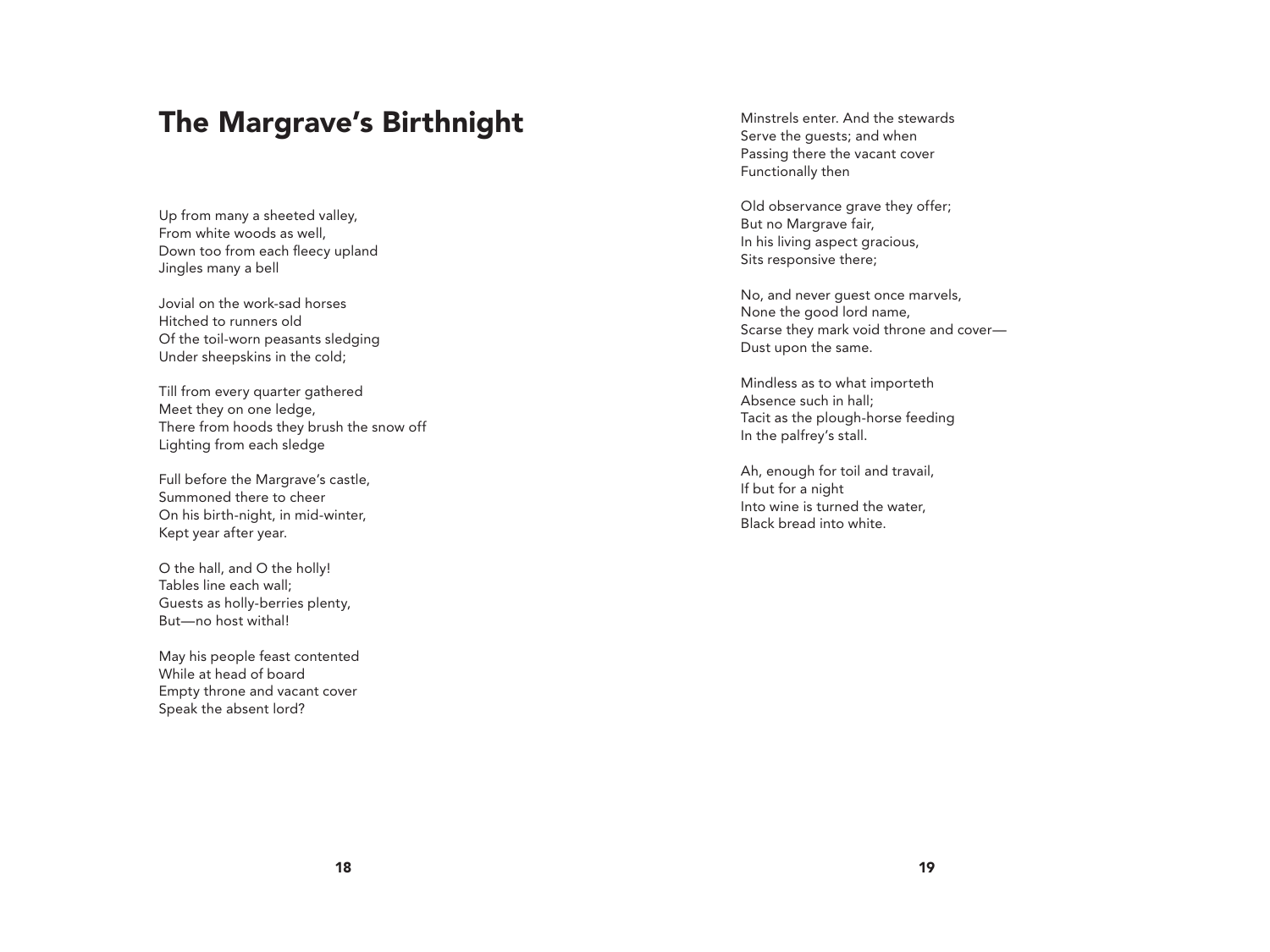# The Margrave's Birthnight

Up from many a sheeted valley,
From white woods as well,
Down too from each fleecy upland
Jingles many a bell

Jovial on the work-sad horses
Hitched to runners old
Of the toil-worn peasants sledging
Under sheepskins in the cold;

Till from every quarter gathered
Meet they on one ledge,
There from hoods they brush the snow off
Lighting from each sledge

Full before the Margrave's castle,
Summoned there to cheer
On his birth-night, in mid-winter,
Kept year after year.

O the hall, and O the holly!
Tables line each wall;
Guests as holly-berries plenty,
But—no host withal!

May his people feast contented
While at head of board
Empty throne and vacant cover
Speak the absent lord?

Minstrels enter. And the stewards
Serve the guests; and when
Passing there the vacant cover
Functionally then

Old observance grave they offer;
But no Margrave fair,
In his living aspect gracious,
Sits responsive there;

No, and never guest once marvels,
None the good lord name,
Scarse they mark void throne and cover—
Dust upon the same.

Mindless as to what importeth
Absence such in hall;
Tacit as the plough-horse feeding
In the palfrey's stall.

Ah, enough for toil and travail,
If but for a night
Into wine is turned the water,
Black bread into white.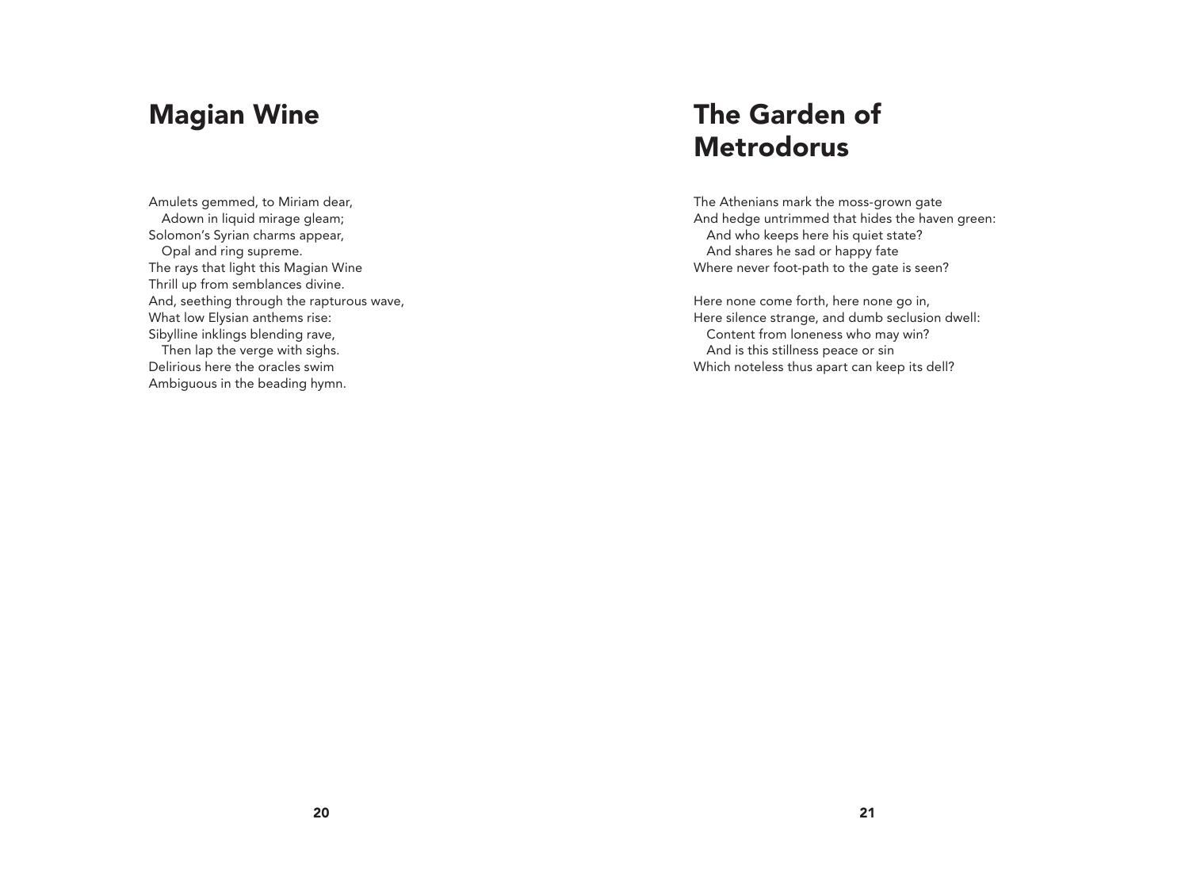# Magian Wine

Amulets gemmed, to Miriam dear,
   Adown in liquid mirage gleam;
Solomon's Syrian charms appear,
   Opal and ring supreme.
The rays that light this Magian Wine
Thrill up from semblances divine.
And, seething through the rapturous wave,
What low Elysian anthems rise:
Sibylline inklings blending rave,
   Then lap the verge with sighs.
Delirious here the oracles swim
Ambiguous in the beading hymn.

# The Garden of Metrodorus

The Athenians mark the moss-grown gate
And hedge untrimmed that hides the haven green:
   And who keeps here his quiet state?
   And shares he sad or happy fate
Where never foot-path to the gate is seen?

Here none come forth, here none go in,
Here silence strange, and dumb seclusion dwell:
   Content from loneness who may win?
   And is this stillness peace or sin
Which noteless thus apart can keep its dell?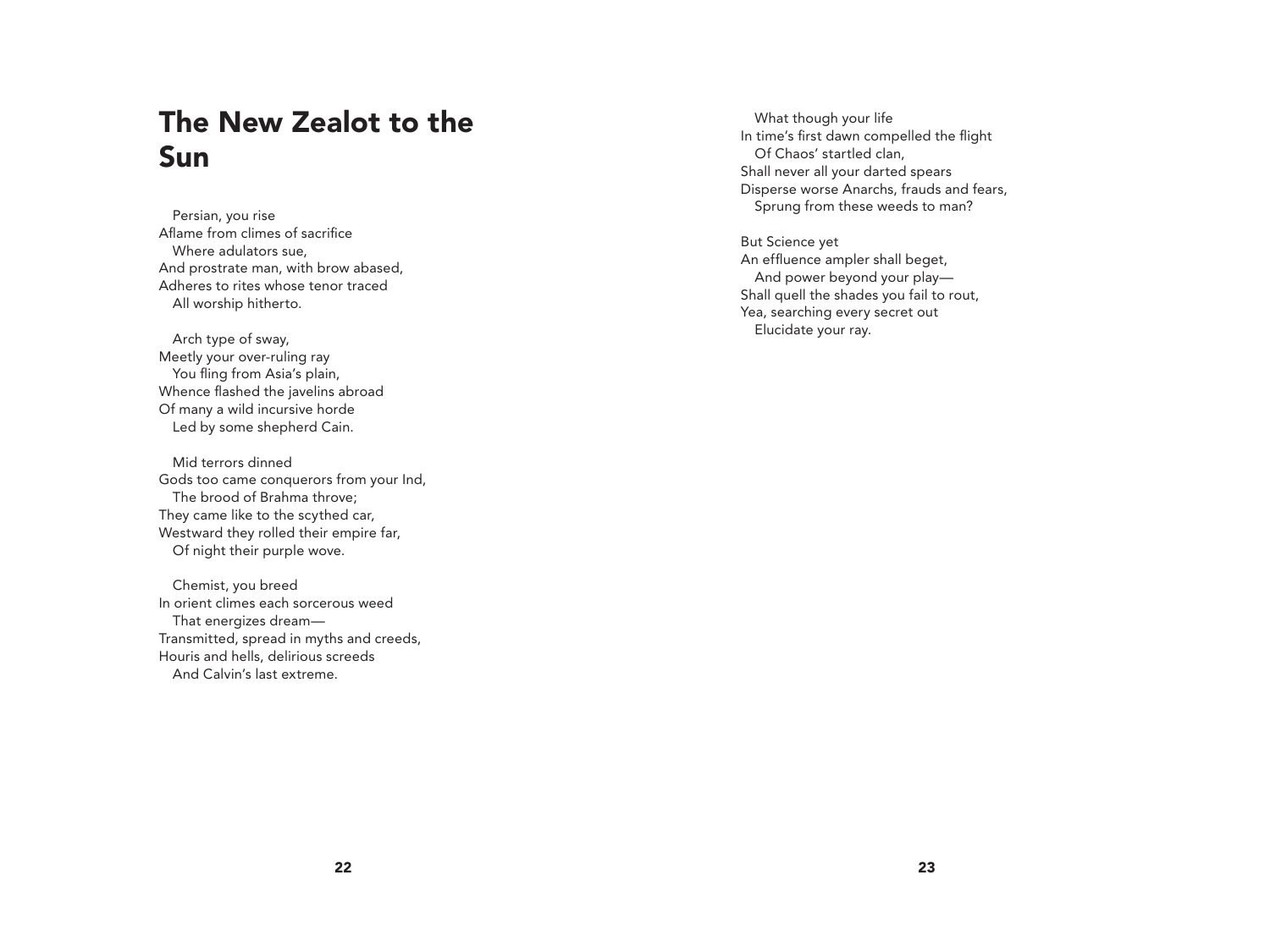# The New Zealot to the Sun

Persian, you rise
Aflame from climes of sacrifice
Where adulators sue,
And prostrate man, with brow abased,
Adheres to rites whose tenor traced
All worship hitherto.

Arch type of sway,
Meetly your over-ruling ray
You fling from Asia's plain,
Whence flashed the javelins abroad
Of many a wild incursive horde
Led by some shepherd Cain.

Mid terrors dinned
Gods too came conquerors from your Ind,
The brood of Brahma throve;
They came like to the scythed car,
Westward they rolled their empire far,
Of night their purple wove.

Chemist, you breed
In orient climes each sorcerous weed
That energizes dream—
Transmitted, spread in myths and creeds,
Houris and hells, delirious screeds
And Calvin's last extreme.

What though your life
In time's first dawn compelled the flight
Of Chaos' startled clan,
Shall never all your darted spears
Disperse worse Anarchs, frauds and fears,
Sprung from these weeds to man?

But Science yet
An effluence ampler shall beget,
And power beyond your play—
Shall quell the shades you fail to rout,
Yea, searching every secret out
Elucidate your ray.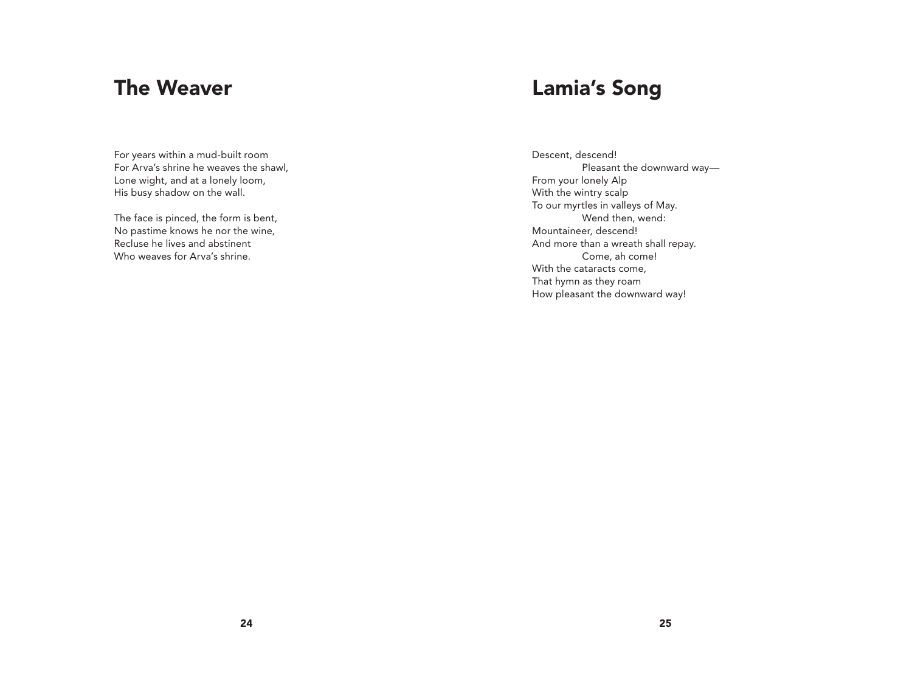## The Weaver

For years within a mud-built room
For Arva's shrine he weaves the shawl,
Lone wight, and at a lonely loom,
His busy shadow on the wall.

The face is pinced, the form is bent,
No pastime knows he nor the wine,
Recluse he lives and abstinent
Who weaves for Arva's shrine.

## Lamia's Song

Descent, descend!
&nbsp;&nbsp;&nbsp;&nbsp;&nbsp;&nbsp;&nbsp;&nbsp;Pleasant the downward way—
From your lonely Alp
With the wintry scalp
To our myrtles in valleys of May.
&nbsp;&nbsp;&nbsp;&nbsp;&nbsp;&nbsp;&nbsp;&nbsp;Wend then, wend:
Mountaineer, descend!
And more than a wreath shall repay.
&nbsp;&nbsp;&nbsp;&nbsp;&nbsp;&nbsp;&nbsp;&nbsp;Come, ah come!
With the cataracts come,
That hymn as they roam
How pleasant the downward way!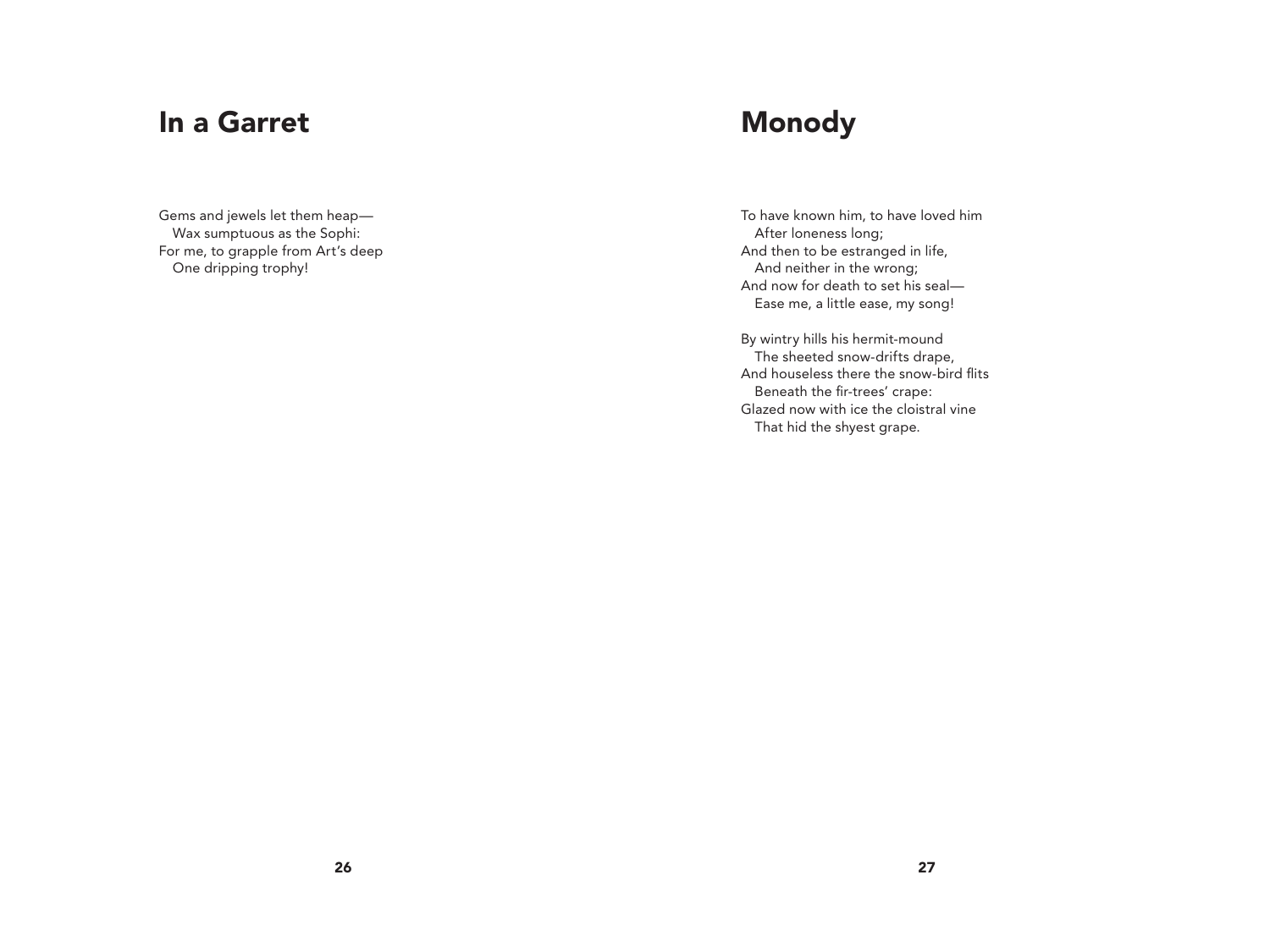# In a Garret

Gems and jewels let them heap—
   Wax sumptuous as the Sophi:
For me, to grapple from Art's deep
   One dripping trophy!

# Monody

To have known him, to have loved him
   After loneness long;
And then to be estranged in life,
   And neither in the wrong;
And now for death to set his seal—
   Ease me, a little ease, my song!

By wintry hills his hermit-mound
   The sheeted snow-drifts drape,
And houseless there the snow-bird flits
   Beneath the fir-trees' crape:
Glazed now with ice the cloistral vine
   That hid the shyest grape.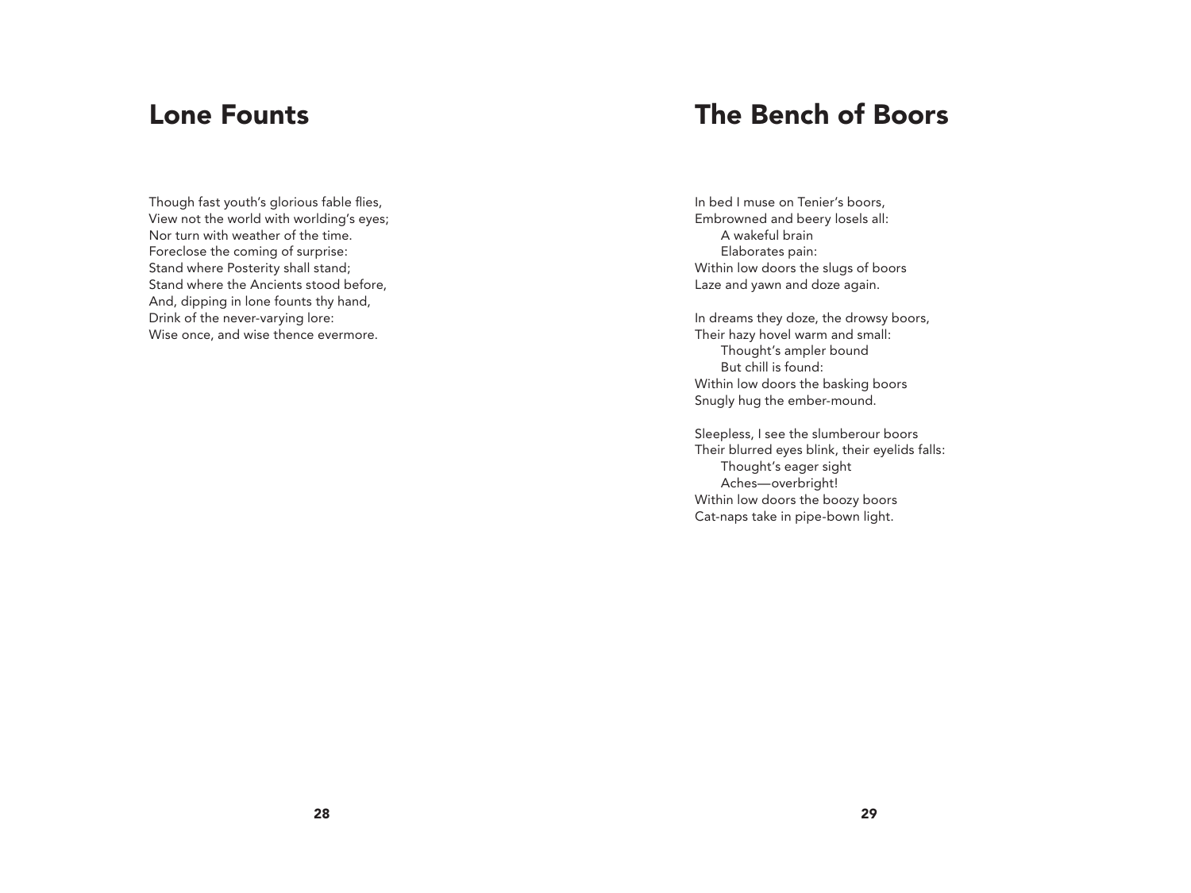## Lone Founts

Though fast youth's glorious fable flies,
View not the world with worlding's eyes;
Nor turn with weather of the time.
Foreclose the coming of surprise:
Stand where Posterity shall stand;
Stand where the Ancients stood before,
And, dipping in lone founts thy hand,
Drink of the never-varying lore:
Wise once, and wise thence evermore.

## The Bench of Boors

In bed I muse on Tenier's boors,
Embrowned and beery losels all:
      A wakeful brain
      Elaborates pain:
Within low doors the slugs of boors
Laze and yawn and doze again.

In dreams they doze, the drowsy boors,
Their hazy hovel warm and small:
      Thought's ampler bound
      But chill is found:
Within low doors the basking boors
Snugly hug the ember-mound.

Sleepless, I see the slumberour boors
Their blurred eyes blink, their eyelids falls:
      Thought's eager sight
      Aches—overbright!
Within low doors the boozy boors
Cat-naps take in pipe-bown light.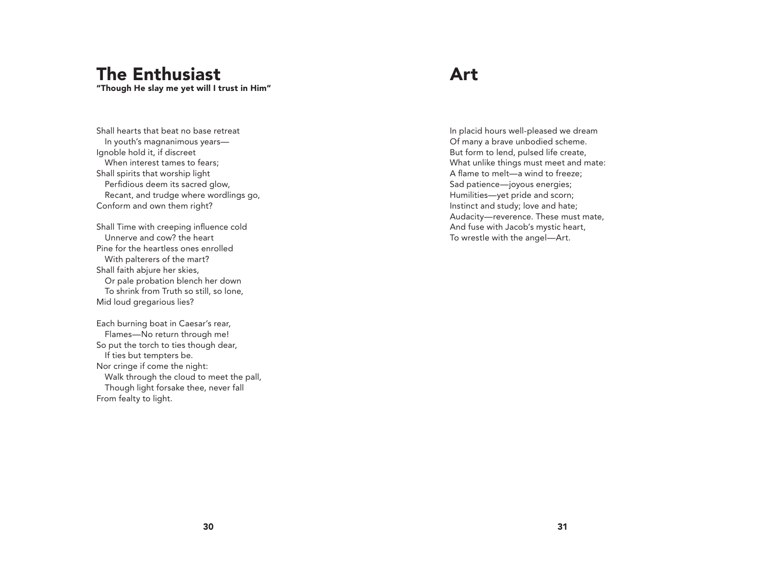# The Enthusiast

**"Though He slay me yet will I trust in Him"**

Shall hearts that beat no base retreat  
   In youth's magnanimous years—  
Ignoble hold it, if discreet  
   When interest tames to fears;  
Shall spirits that worship light  
   Perfidious deem its sacred glow,  
   Recant, and trudge where wordlings go,  
Conform and own them right?

Shall Time with creeping influence cold  
   Unnerve and cow? the heart  
Pine for the heartless ones enrolled  
   With palterers of the mart?  
Shall faith abjure her skies,  
   Or pale probation blench her down  
   To shrink from Truth so still, so lone,  
Mid loud gregarious lies?

Each burning boat in Caesar's rear,  
   Flames—No return through me!  
So put the torch to ties though dear,  
   If ties but tempters be.  
Nor cringe if come the night:  
   Walk through the cloud to meet the pall,  
   Though light forsake thee, never fall  
From fealty to light.

# Art

In placid hours well-pleased we dream  
Of many a brave unbodied scheme.  
But form to lend, pulsed life create,  
What unlike things must meet and mate:  
A flame to melt—a wind to freeze;  
Sad patience—joyous energies;  
Humilities—yet pride and scorn;  
Instinct and study; love and hate;  
Audacity—reverence. These must mate,  
And fuse with Jacob's mystic heart,  
To wrestle with the angel—Art.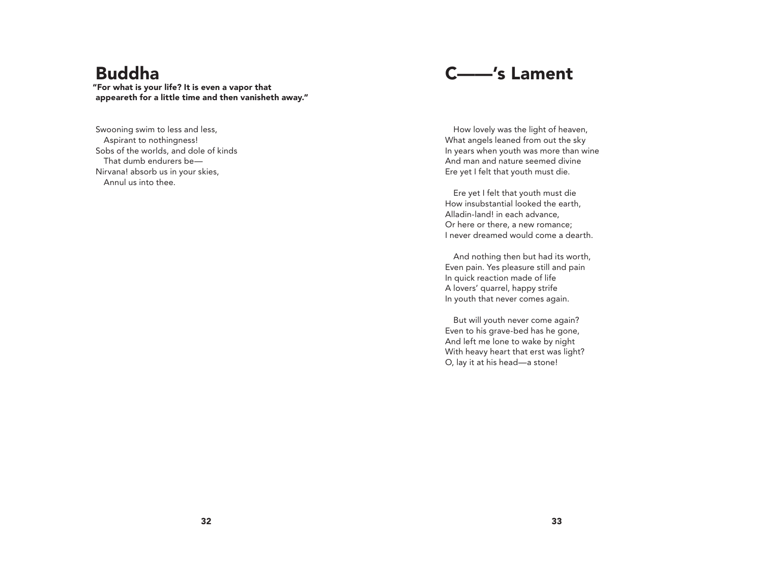# Buddha

**"For what is your life? It is even a vapor that appeareth for a little time and then vanisheth away."**

Swooning swim to less and less,
   Aspirant to nothingness!
Sobs of the worlds, and dole of kinds
   That dumb endurers be—
Nirvana! absorb us in your skies,
   Annul us into thee.

# C——'s Lament

   How lovely was the light of heaven,
What angels leaned from out the sky
In years when youth was more than wine
And man and nature seemed divine
Ere yet I felt that youth must die.

   Ere yet I felt that youth must die
How insubstantial looked the earth,
Alladin-land! in each advance,
Or here or there, a new romance;
I never dreamed would come a dearth.

   And nothing then but had its worth,
Even pain. Yes pleasure still and pain
In quick reaction made of life
A lovers' quarrel, happy strife
In youth that never comes again.

   But will youth never come again?
Even to his grave-bed has he gone,
And left me lone to wake by night
With heavy heart that erst was light?
O, lay it at his head—a stone!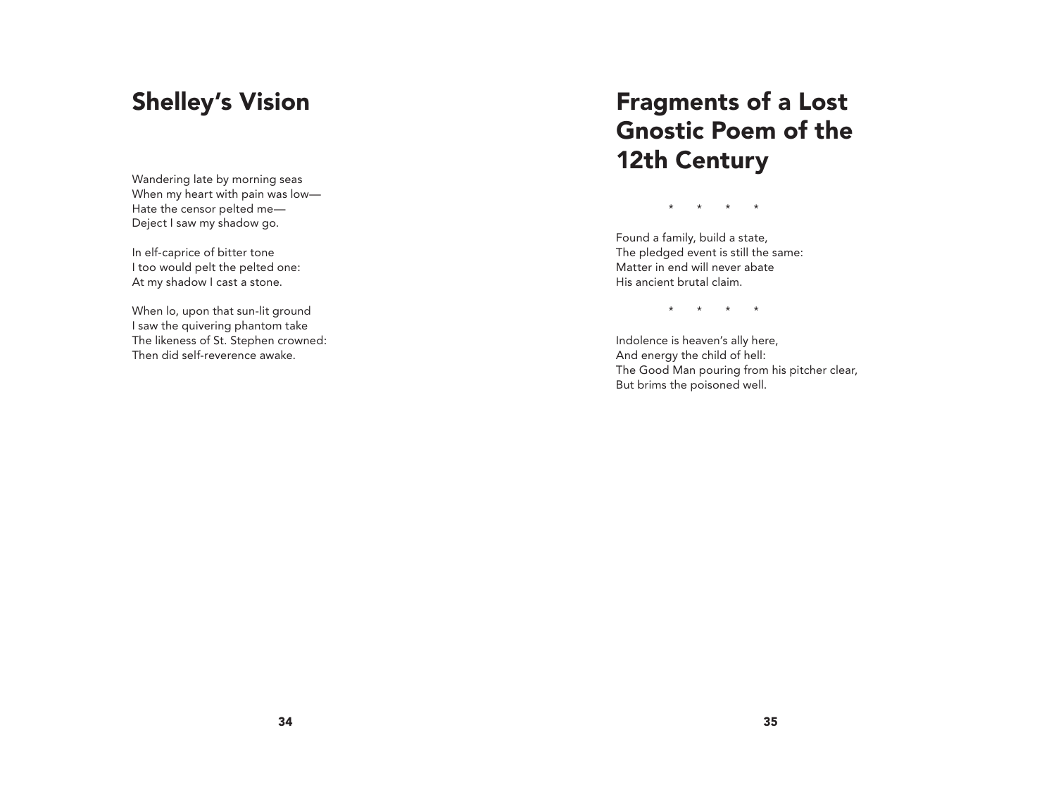# Shelley's Vision

Wandering late by morning seas  
When my heart with pain was low—  
Hate the censor pelted me—  
Deject I saw my shadow go.

In elf-caprice of bitter tone  
I too would pelt the pelted one:  
At my shadow I cast a stone.

When lo, upon that sun-lit ground  
I saw the quivering phantom take  
The likeness of St. Stephen crowned:  
Then did self-reverence awake.

# Fragments of a Lost Gnostic Poem of the 12th Century

\*     \*     \*     \*

Found a family, build a state,  
The pledged event is still the same:  
Matter in end will never abate  
His ancient brutal claim.

\*     \*     \*     \*

Indolence is heaven's ally here,  
And energy the child of hell:  
The Good Man pouring from his pitcher clear,  
But brims the poisoned well.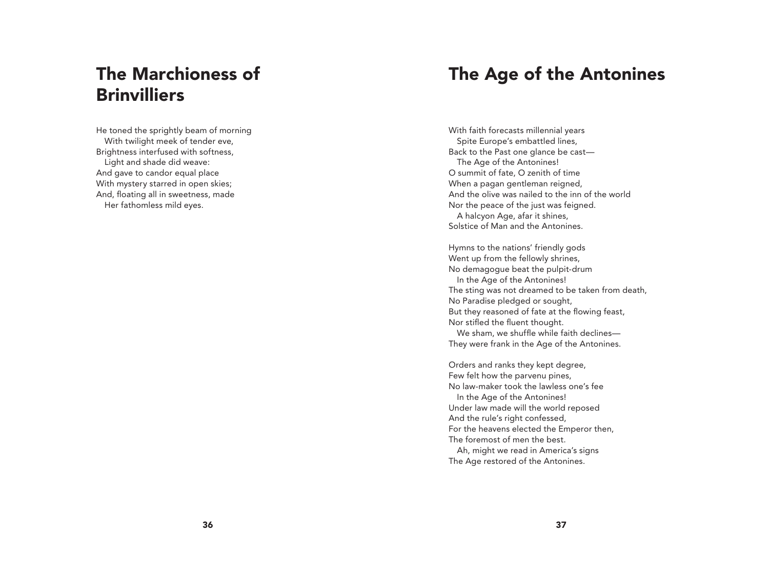## The Marchioness of Brinvilliers

He toned the sprightly beam of morning  
   With twilight meek of tender eve,  
Brightness interfused with softness,  
   Light and shade did weave:  
And gave to candor equal place  
With mystery starred in open skies;  
And, floating all in sweetness, made  
   Her fathomless mild eyes.

## The Age of the Antonines

With faith forecasts millennial years  
   Spite Europe's embattled lines,  
Back to the Past one glance be cast—  
   The Age of the Antonines!  
O summit of fate, O zenith of time  
When a pagan gentleman reigned,  
And the olive was nailed to the inn of the world  
Nor the peace of the just was feigned.  
   A halcyon Age, afar it shines,  
Solstice of Man and the Antonines.

Hymns to the nations' friendly gods  
Went up from the fellowly shrines,  
No demagogue beat the pulpit-drum  
   In the Age of the Antonines!  
The sting was not dreamed to be taken from death,  
No Paradise pledged or sought,  
But they reasoned of fate at the flowing feast,  
Nor stifled the fluent thought.  
   We sham, we shuffle while faith declines—  
They were frank in the Age of the Antonines.

Orders and ranks they kept degree,  
Few felt how the parvenu pines,  
No law-maker took the lawless one's fee  
   In the Age of the Antonines!  
Under law made will the world reposed  
And the rule's right confessed,  
For the heavens elected the Emperor then,  
The foremost of men the best.  
   Ah, might we read in America's signs  
The Age restored of the Antonines.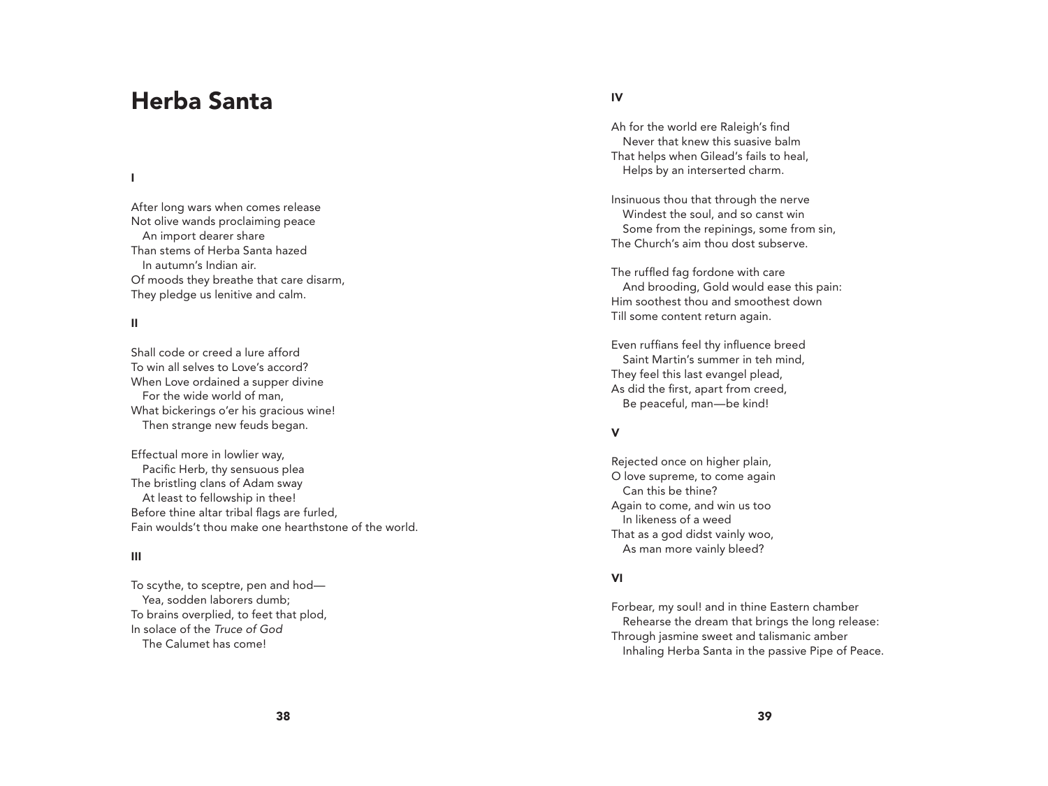# Herba Santa

**I**

After long wars when comes release
Not olive wands proclaiming peace
   An import dearer share
Than stems of Herba Santa hazed
   In autumn's Indian air.
Of moods they breathe that care disarm,
They pledge us lenitive and calm.

**II**

Shall code or creed a lure afford
To win all selves to Love's accord?
When Love ordained a supper divine
   For the wide world of man,
What bickerings o'er his gracious wine!
   Then strange new feuds began.

Effectual more in lowlier way,
   Pacific Herb, thy sensuous plea
The bristling clans of Adam sway
   At least to fellowship in thee!
Before thine altar tribal flags are furled,
Fain wouldst thou make one hearthstone of the world.

**III**

To scythe, to sceptre, pen and hod—
   Yea, sodden laborers dumb;
To brains overplied, to feet that plod,
In solace of the *Truce of God*
   The Calumet has come!

**IV**

Ah for the world ere Raleigh's find
   Never that knew this suasive balm
That helps when Gilead's fails to heal,
   Helps by an interserted charm.

Insinuous thou that through the nerve
   Windest the soul, and so canst win
   Some from the repinings, some from sin,
The Church's aim thou dost subserve.

The ruffled fag fordone with care
   And brooding, Gold would ease this pain:
Him soothest thou and smoothest down
Till some content return again.

Even ruffians feel thy influence breed
   Saint Martin's summer in teh mind,
They feel this last evangel plead,
As did the first, apart from creed,
   Be peaceful, man—be kind!

**V**

Rejected once on higher plain,
O love supreme, to come again
   Can this be thine?
Again to come, and win us too
   In likeness of a weed
That as a god didst vainly woo,
   As man more vainly bleed?

**VI**

Forbear, my soul! and in thine Eastern chamber
   Rehearse the dream that brings the long release:
Through jasmine sweet and talismanic amber
   Inhaling Herba Santa in the passive Pipe of Peace.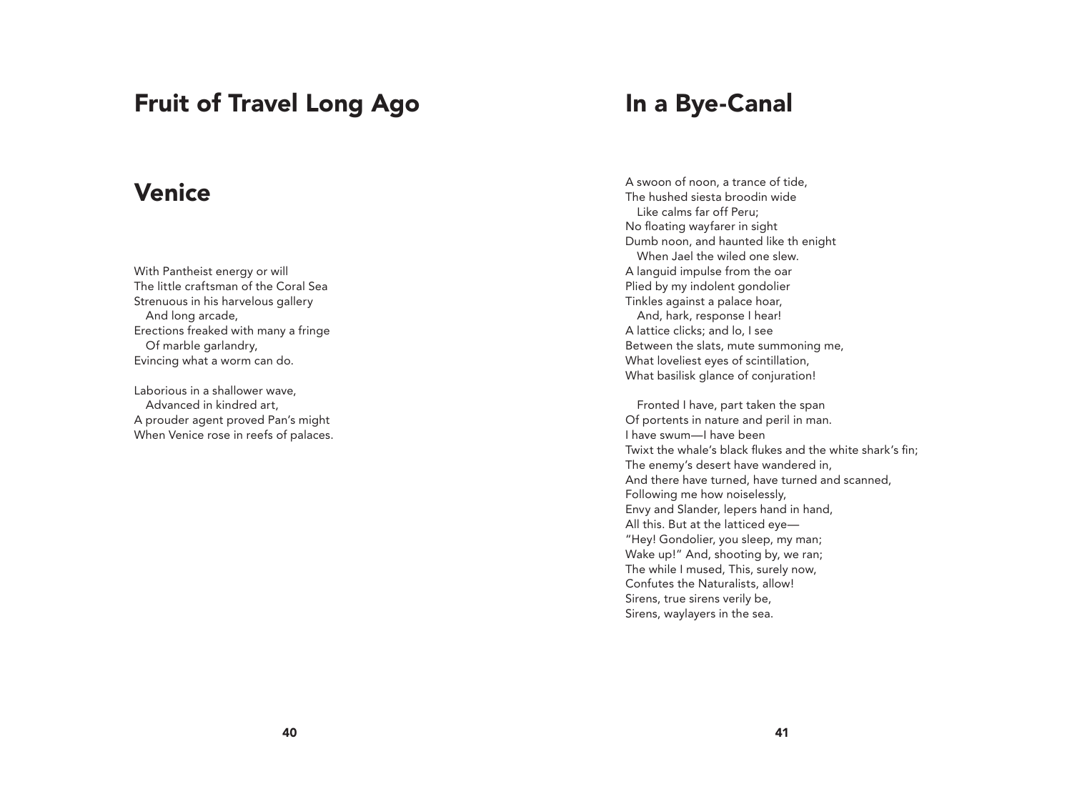# Fruit of Travel Long Ago

## Venice

With Pantheist energy or will  
The little craftsman of the Coral Sea  
Strenuous in his harvelous gallery  
   And long arcade,  
Erections freaked with many a fringe  
   Of marble garlandry,  
Evincing what a worm can do.

Laborious in a shallower wave,  
   Advanced in kindred art,  
A prouder agent proved Pan's might  
When Venice rose in reefs of palaces.

## In a Bye-Canal

A swoon of noon, a trance of tide,  
The hushed siesta broodin wide  
   Like calms far off Peru;  
No floating wayfarer in sight  
Dumb noon, and haunted like th enight  
   When Jael the wiled one slew.  
A languid impulse from the oar  
Plied by my indolent gondolier  
Tinkles against a palace hoar,  
   And, hark, response I hear!  
A lattice clicks; and lo, I see  
Between the slats, mute summoning me,  
What loveliest eyes of scintillation,  
What basilisk glance of conjuration!

   Fronted I have, part taken the span  
Of portents in nature and peril in man.  
I have swum—I have been  
Twixt the whale's black flukes and the white shark's fin;  
The enemy's desert have wandered in,  
And there have turned, have turned and scanned,  
Following me how noiselessly,  
Envy and Slander, lepers hand in hand,  
All this. But at the latticed eye—  
"Hey! Gondolier, you sleep, my man;  
Wake up!" And, shooting by, we ran;  
The while I mused, This, surely now,  
Confutes the Naturalists, allow!  
Sirens, true sirens verily be,  
Sirens, waylayers in the sea.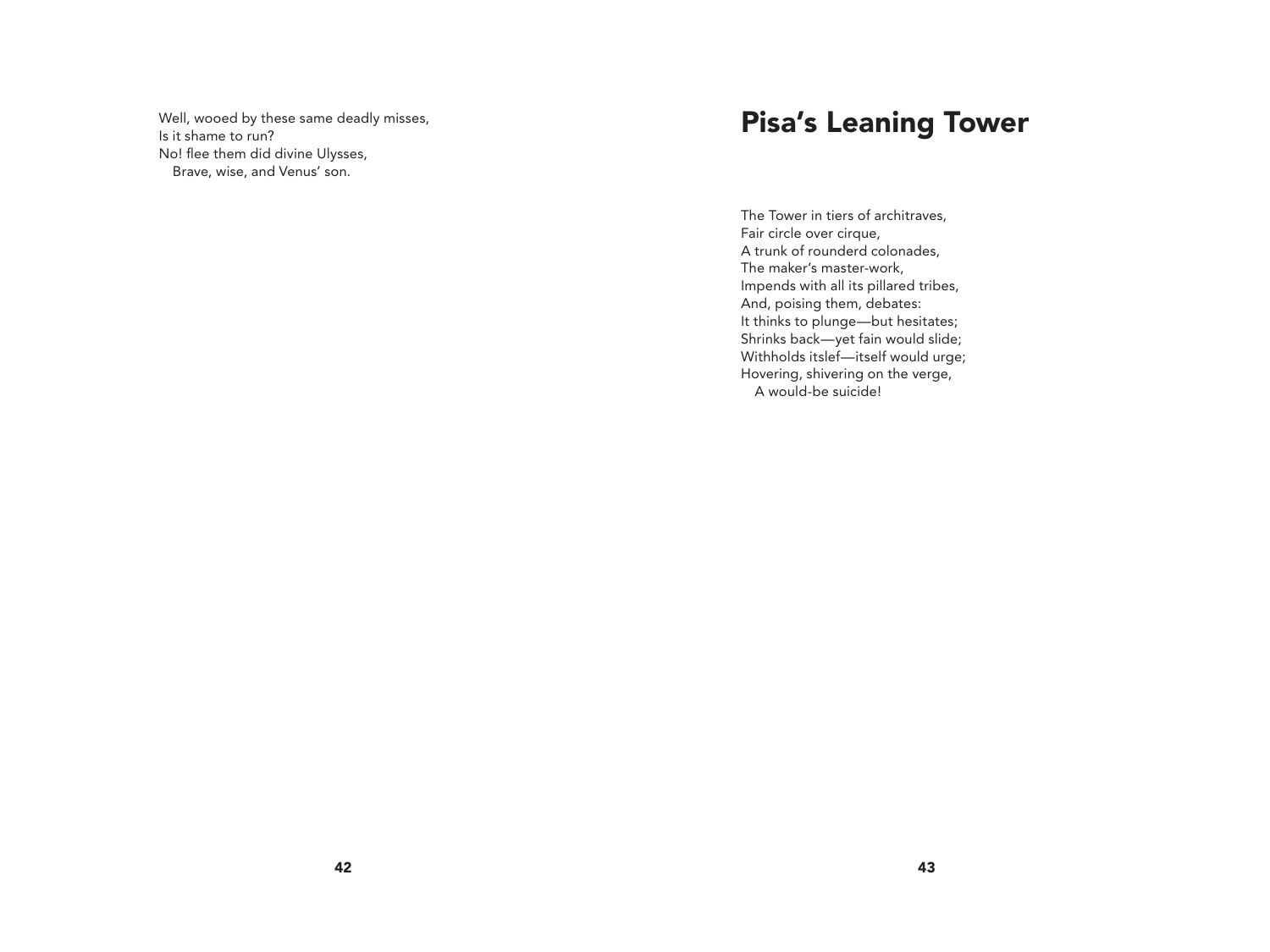Well, wooed by these same deadly misses,
Is it shame to run?
No! flee them did divine Ulysses,
   Brave, wise, and Venus' son.

# Pisa's Leaning Tower

The Tower in tiers of architraves,
Fair circle over cirque,
A trunk of rounderd colonades,
The maker's master-work,
Impends with all its pillared tribes,
And, poising them, debates:
It thinks to plunge—but hesitates;
Shrinks back—yet fain would slide;
Withholds itslef—itself would urge;
Hovering, shivering on the verge,
   A would-be suicide!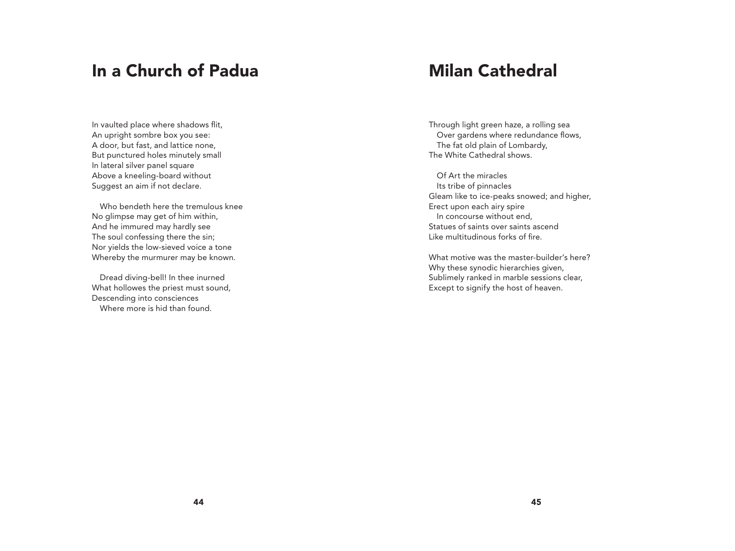## In a Church of Padua

In vaulted place where shadows flit,
An upright sombre box you see:
A door, but fast, and lattice none,
But punctured holes minutely small
In lateral silver panel square
Above a kneeling-board without
Suggest an aim if not declare.

   Who bendeth here the tremulous knee
No glimpse may get of him within,
And he immured may hardly see
The soul confessing there the sin;
Nor yields the low-sieved voice a tone
Whereby the murmurer may be known.

   Dread diving-bell! In thee inurned
What hollowes the priest must sound,
Descending into consciences
   Where more is hid than found.

## Milan Cathedral

Through light green haze, a rolling sea
   Over gardens where redundance flows,
   The fat old plain of Lombardy,
The White Cathedral shows.

   Of Art the miracles
   Its tribe of pinnacles
Gleam like to ice-peaks snowed; and higher,
Erect upon each airy spire
   In concourse without end,
Statues of saints over saints ascend
Like multitudinous forks of fire.

What motive was the master-builder's here?
Why these synodic hierarchies given,
Sublimely ranked in marble sessions clear,
Except to signify the host of heaven.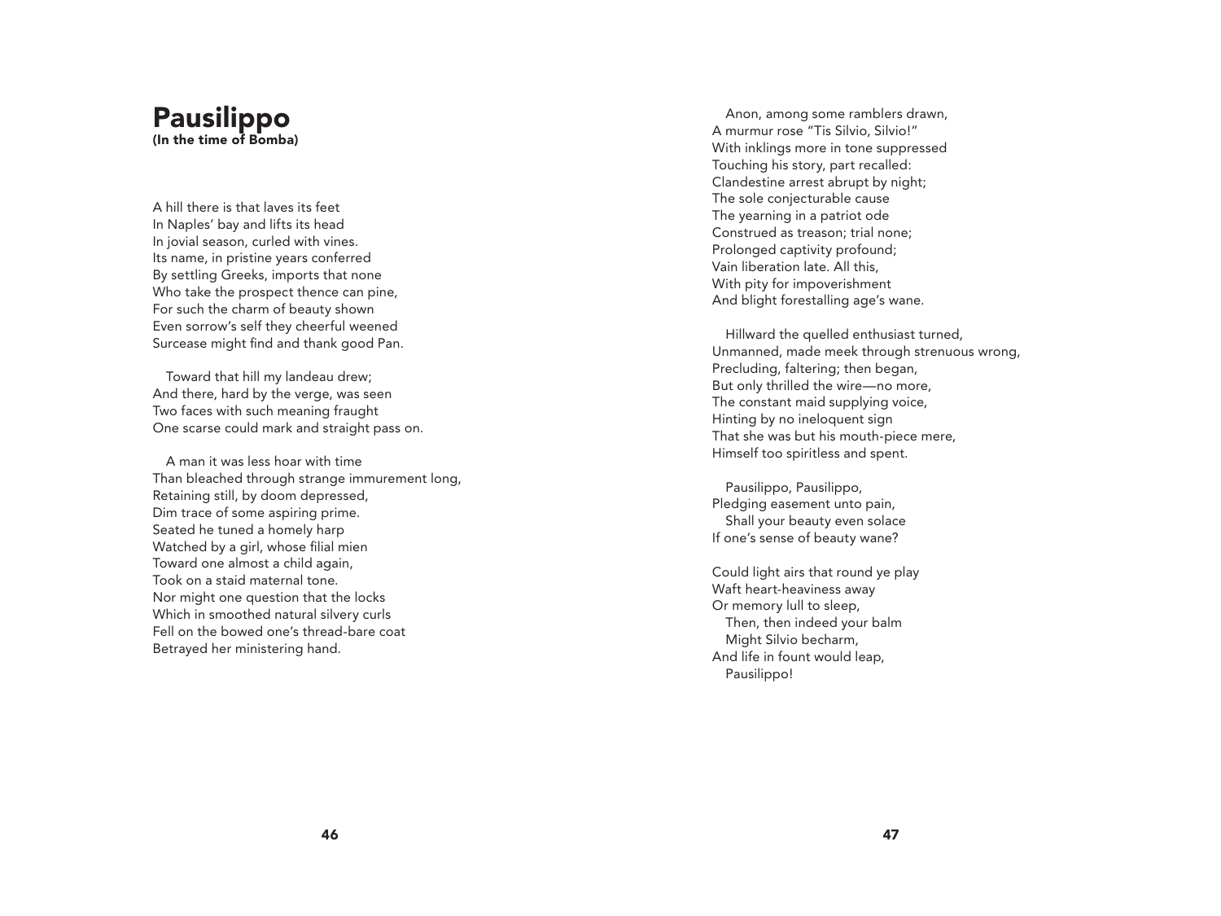# Pausilippo

**(In the time of Bomba)**

A hill there is that laves its feet
In Naples' bay and lifts its head
In jovial season, curled with vines.
Its name, in pristine years conferred
By settling Greeks, imports that none
Who take the prospect thence can pine,
For such the charm of beauty shown
Even sorrow's self they cheerful weened
Surcease might find and thank good Pan.

Toward that hill my landeau drew;
And there, hard by the verge, was seen
Two faces with such meaning fraught
One scarse could mark and straight pass on.

A man it was less hoar with time
Than bleached through strange immurement long,
Retaining still, by doom depressed,
Dim trace of some aspiring prime.
Seated he tuned a homely harp
Watched by a girl, whose filial mien
Toward one almost a child again,
Took on a staid maternal tone.
Nor might one question that the locks
Which in smoothed natural silvery curls
Fell on the bowed one's thread-bare coat
Betrayed her ministering hand.

Anon, among some ramblers drawn,
A murmur rose "Tis Silvio, Silvio!"
With inklings more in tone suppressed
Touching his story, part recalled:
Clandestine arrest abrupt by night;
The sole conjecturable cause
The yearning in a patriot ode
Construed as treason; trial none;
Prolonged captivity profound;
Vain liberation late. All this,
With pity for impoverishment
And blight forestalling age's wane.

Hillward the quelled enthusiast turned,
Unmanned, made meek through strenuous wrong,
Precluding, faltering; then began,
But only thrilled the wire—no more,
The constant maid supplying voice,
Hinting by no ineloquent sign
That she was but his mouth-piece mere,
Himself too spiritless and spent.

Pausilippo, Pausilippo,
Pledging easement unto pain,
Shall your beauty even solace
If one's sense of beauty wane?

Could light airs that round ye play
Waft heart-heaviness away
Or memory lull to sleep,
Then, then indeed your balm
Might Silvio becharm,
And life in fount would leap,
Pausilippo!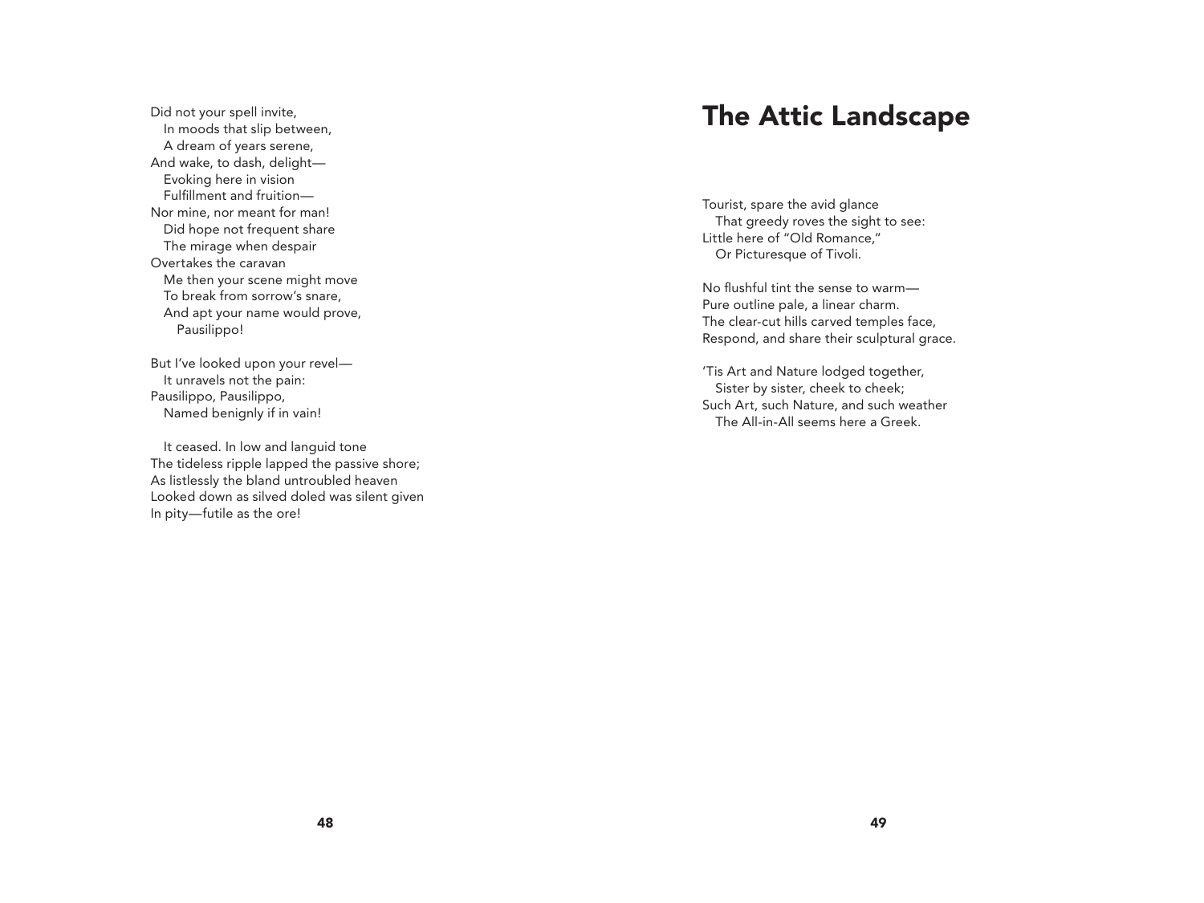Did not your spell invite,
   In moods that slip between,
   A dream of years serene,
And wake, to dash, delight—
   Evoking here in vision
   Fulfillment and fruition—
Nor mine, nor meant for man!
   Did hope not frequent share
   The mirage when despair
Overtakes the caravan
   Me then your scene might move
   To break from sorrow's snare,
   And apt your name would prove,
      Pausilippo!

But I've looked upon your revel—
   It unravels not the pain:
Pausilippo, Pausilippo,
   Named benignly if in vain!

   It ceased. In low and languid tone
The tideless ripple lapped the passive shore;
As listlessly the bland untroubled heaven
Looked down as silved doled was silent given
In pity—futile as the ore!

# The Attic Landscape

Tourist, spare the avid glance
   That greedy roves the sight to see:
Little here of "Old Romance,"
   Or Picturesque of Tivoli.

No flushful tint the sense to warm—
Pure outline pale, a linear charm.
The clear-cut hills carved temples face,
Respond, and share their sculptural grace.

'Tis Art and Nature lodged together,
   Sister by sister, cheek to cheek;
Such Art, such Nature, and such weather
   The All-in-All seems here a Greek.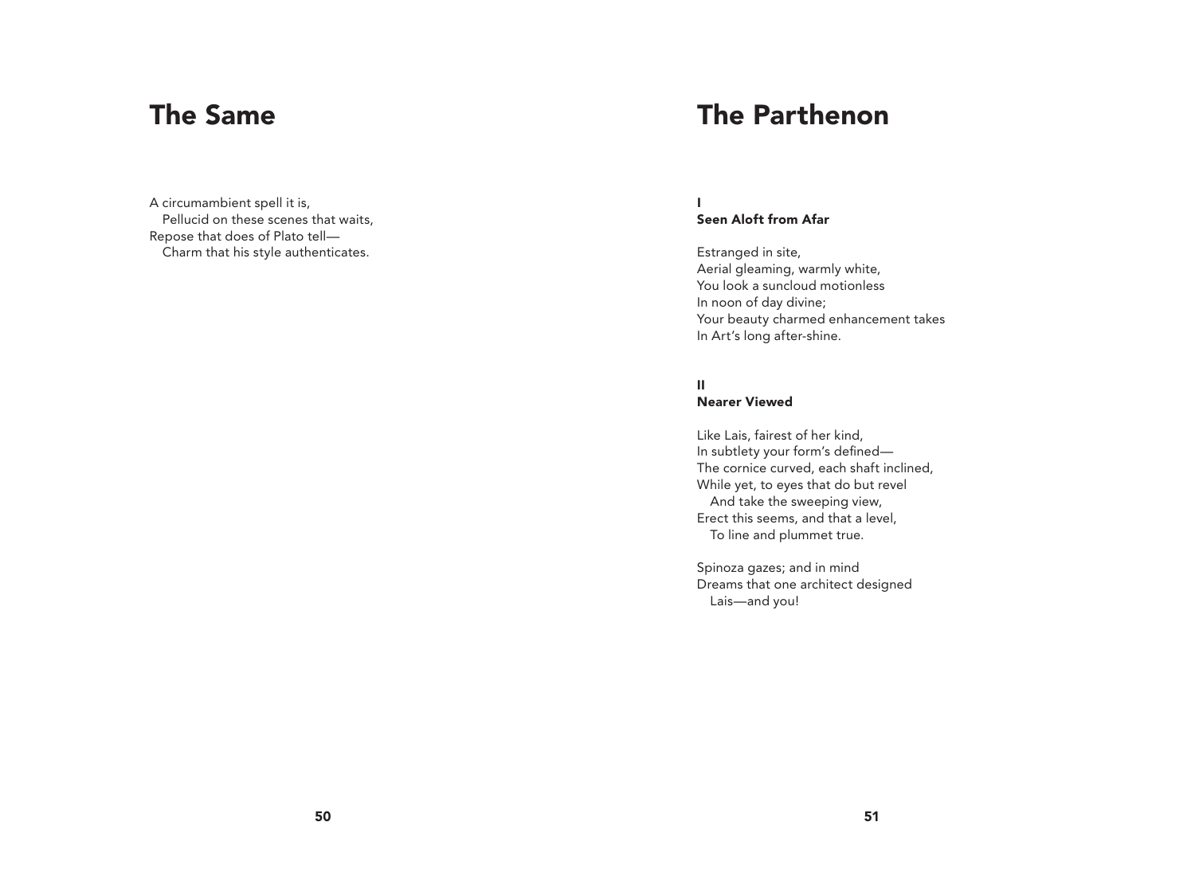# The Same

A circumambient spell it is,
   Pellucid on these scenes that waits,
Repose that does of Plato tell—
   Charm that his style authenticates.

# The Parthenon

**I**
**Seen Aloft from Afar**

Estranged in site,
Aerial gleaming, warmly white,
You look a suncloud motionless
In noon of day divine;
Your beauty charmed enhancement takes
In Art's long after-shine.

**II**
**Nearer Viewed**

Like Lais, fairest of her kind,
In subtlety your form's defined—
The cornice curved, each shaft inclined,
While yet, to eyes that do but revel
   And take the sweeping view,
Erect this seems, and that a level,
   To line and plummet true.

Spinoza gazes; and in mind
Dreams that one architect designed
   Lais—and you!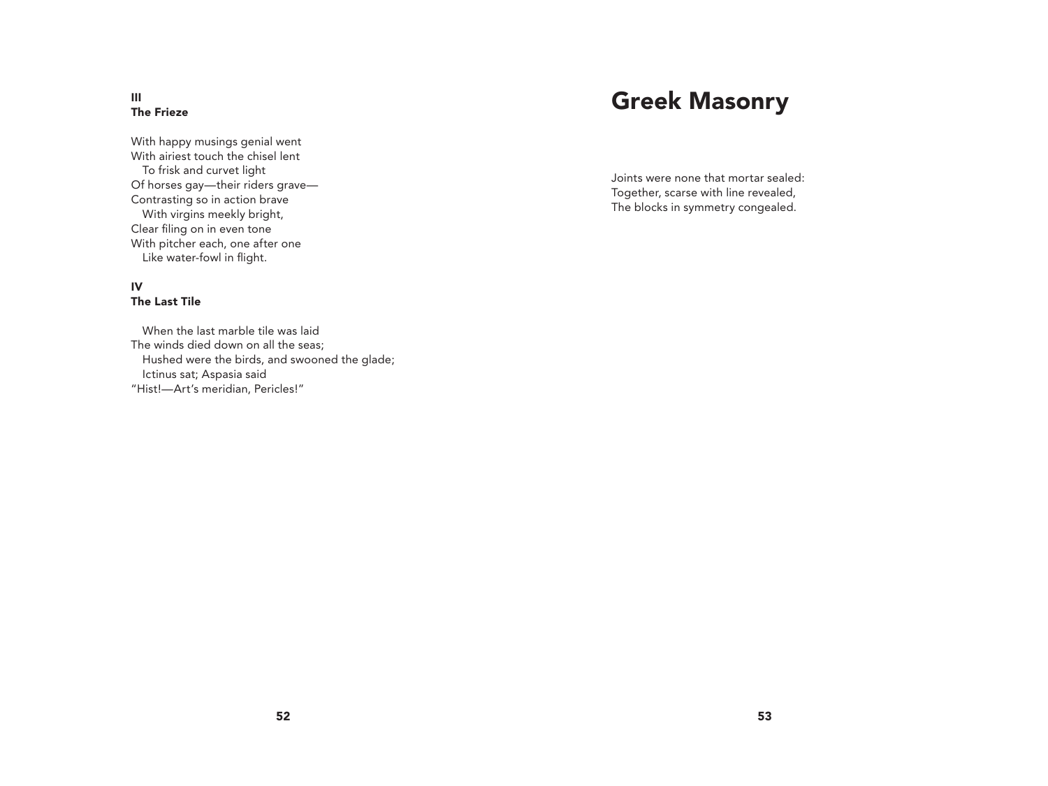### III
### The Frieze

With happy musings genial went  
With airiest touch the chisel lent  
   To frisk and curvet light  
Of horses gay—their riders grave—  
Contrasting so in action brave  
   With virgins meekly bright,  
Clear filing on in even tone  
With pitcher each, one after one  
   Like water-fowl in flight.

### IV
### The Last Tile

   When the last marble tile was laid  
The winds died down on all the seas;  
   Hushed were the birds, and swooned the glade;  
   Ictinus sat; Aspasia said  
"Hist!—Art's meridian, Pericles!"

# Greek Masonry

Joints were none that mortar sealed:  
Together, scarse with line revealed,  
The blocks in symmetry congealed.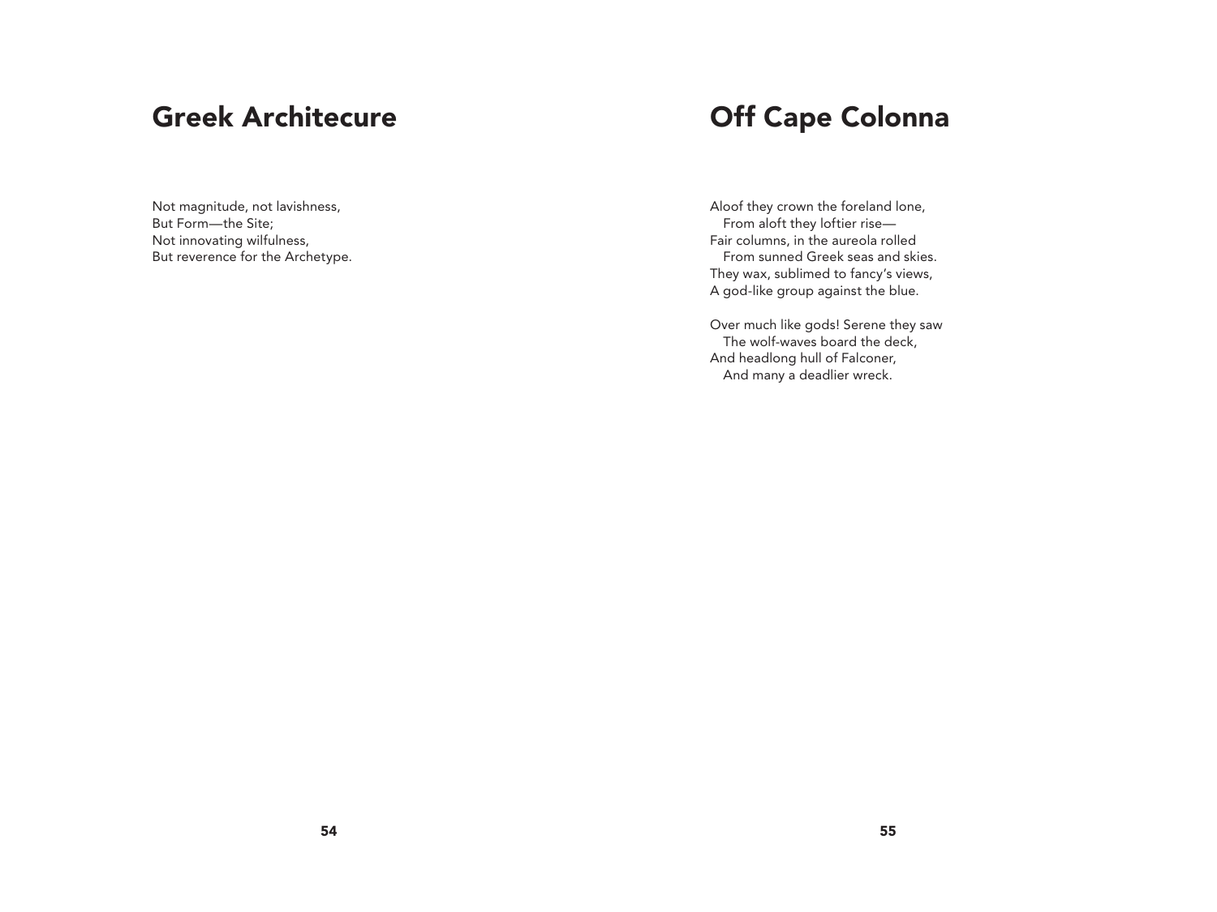# Greek Architecure

Not magnitude, not lavishness,  
But Form—the Site;  
Not innovating wilfulness,  
But reverence for the Archetype.

# Off Cape Colonna

Aloof they crown the foreland lone,  
   From aloft they loftier rise—  
Fair columns, in the aureola rolled  
   From sunned Greek seas and skies.  
They wax, sublimed to fancy's views,  
A god-like group against the blue.

Over much like gods! Serene they saw  
   The wolf-waves board the deck,  
And headlong hull of Falconer,  
   And many a deadlier wreck.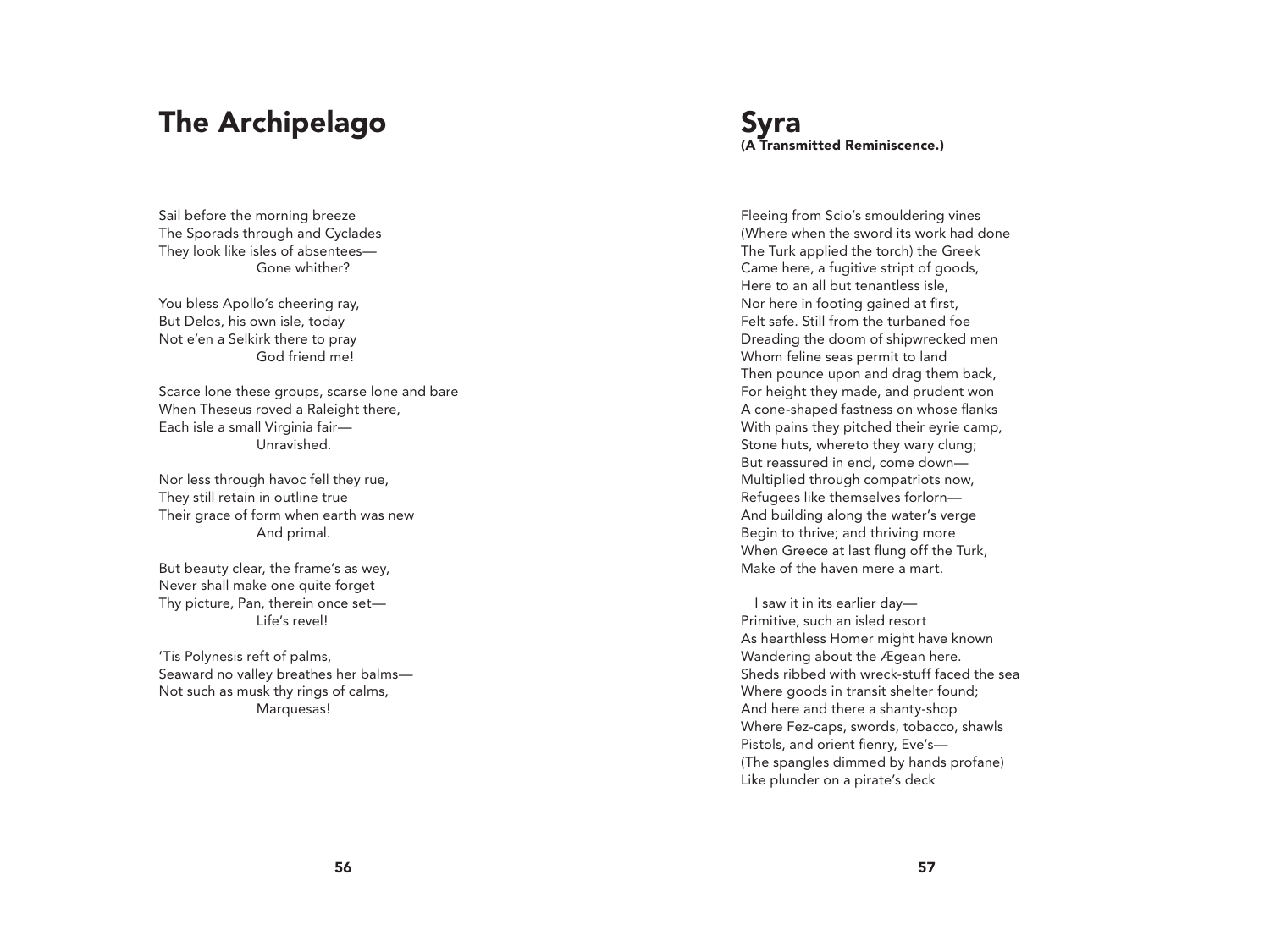# The Archipelago

Sail before the morning breeze
The Sporads through and Cyclades
They look like isles of absentees—
Gone whither?

You bless Apollo's cheering ray,
But Delos, his own isle, today
Not e'en a Selkirk there to pray
God friend me!

Scarce lone these groups, scarse lone and bare
When Theseus roved a Raleight there,
Each isle a small Virginia fair—
Unravished.

Nor less through havoc fell they rue,
They still retain in outline true
Their grace of form when earth was new
And primal.

But beauty clear, the frame's as wey,
Never shall make one quite forget
Thy picture, Pan, therein once set—
Life's revel!

'Tis Polynesis reft of palms,
Seaward no valley breathes her balms—
Not such as musk thy rings of calms,
Marquesas!

# Syra
**(A Transmitted Reminiscence.)**

Fleeing from Scio's smouldering vines
(Where when the sword its work had done
The Turk applied the torch) the Greek
Came here, a fugitive stript of goods,
Here to an all but tenantless isle,
Nor here in footing gained at first,
Felt safe. Still from the turbaned foe
Dreading the doom of shipwrecked men
Whom feline seas permit to land
Then pounce upon and drag them back,
For height they made, and prudent won
A cone-shaped fastness on whose flanks
With pains they pitched their eyrie camp,
Stone huts, whereto they wary clung;
But reassured in end, come down—
Multiplied through compatriots now,
Refugees like themselves forlorn—
And building along the water's verge
Begin to thrive; and thriving more
When Greece at last flung off the Turk,
Make of the haven mere a mart.

I saw it in its earlier day—
Primitive, such an isled resort
As hearthless Homer might have known
Wandering about the Ægean here.
Sheds ribbed with wreck-stuff faced the sea
Where goods in transit shelter found;
And here and there a shanty-shop
Where Fez-caps, swords, tobacco, shawls
Pistols, and orient fienry, Eve's—
(The spangles dimmed by hands profane)
Like plunder on a pirate's deck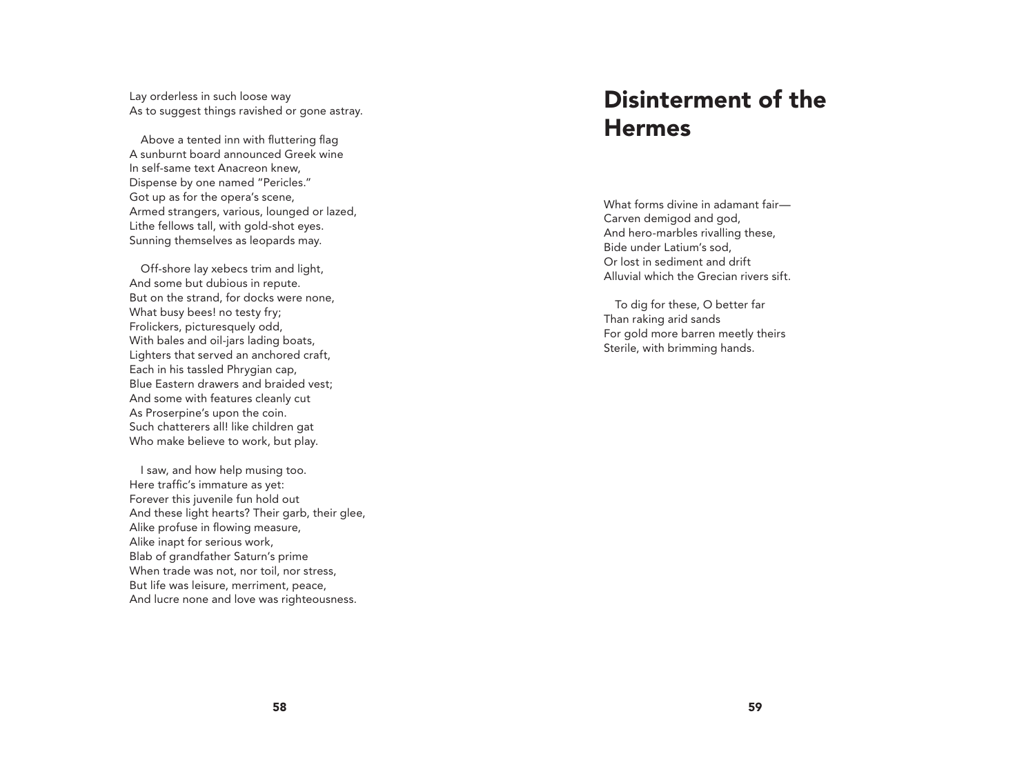Lay orderless in such loose way
As to suggest things ravished or gone astray.

Above a tented inn with fluttering flag
A sunburnt board announced Greek wine
In self-same text Anacreon knew,
Dispense by one named "Pericles."
Got up as for the opera's scene,
Armed strangers, various, lounged or lazed,
Lithe fellows tall, with gold-shot eyes.
Sunning themselves as leopards may.

Off-shore lay xebecs trim and light,
And some but dubious in repute.
But on the strand, for docks were none,
What busy bees! no testy fry;
Frolickers, picturesquely odd,
With bales and oil-jars lading boats,
Lighters that served an anchored craft,
Each in his tassled Phrygian cap,
Blue Eastern drawers and braided vest;
And some with features cleanly cut
As Proserpine's upon the coin.
Such chatterers all! like children gat
Who make believe to work, but play.

I saw, and how help musing too.
Here traffic's immature as yet:
Forever this juvenile fun hold out
And these light hearts? Their garb, their glee,
Alike profuse in flowing measure,
Alike inapt for serious work,
Blab of grandfather Saturn's prime
When trade was not, nor toil, nor stress,
But life was leisure, merriment, peace,
And lucre none and love was righteousness.

# Disinterment of the Hermes

What forms divine in adamant fair—
Carven demigod and god,
And hero-marbles rivalling these,
Bide under Latium's sod,
Or lost in sediment and drift
Alluvial which the Grecian rivers sift.

To dig for these, O better far
Than raking arid sands
For gold more barren meetly theirs
Sterile, with brimming hands.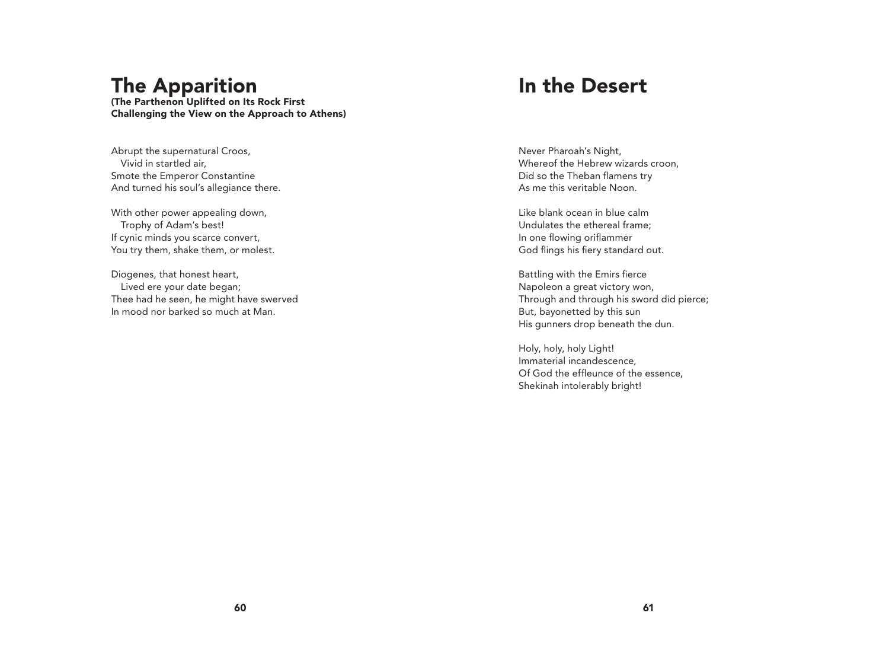# The Apparition

**(The Parthenon Uplifted on Its Rock First Challenging the View on the Approach to Athens)**

Abrupt the supernatural Croos,
   Vivid in startled air,
Smote the Emperor Constantine
And turned his soul's allegiance there.

With other power appealing down,
   Trophy of Adam's best!
If cynic minds you scarce convert,
You try them, shake them, or molest.

Diogenes, that honest heart,
   Lived ere your date began;
Thee had he seen, he might have swerved
In mood nor barked so much at Man.

# In the Desert

Never Pharoah's Night,
Whereof the Hebrew wizards croon,
Did so the Theban flamens try
As me this veritable Noon.

Like blank ocean in blue calm
Undulates the ethereal frame;
In one flowing oriflammer
God flings his fiery standard out.

Battling with the Emirs fierce
Napoleon a great victory won,
Through and through his sword did pierce;
But, bayonetted by this sun
His gunners drop beneath the dun.

Holy, holy, holy Light!
Immaterial incandescence,
Of God the effleunce of the essence,
Shekinah intolerably bright!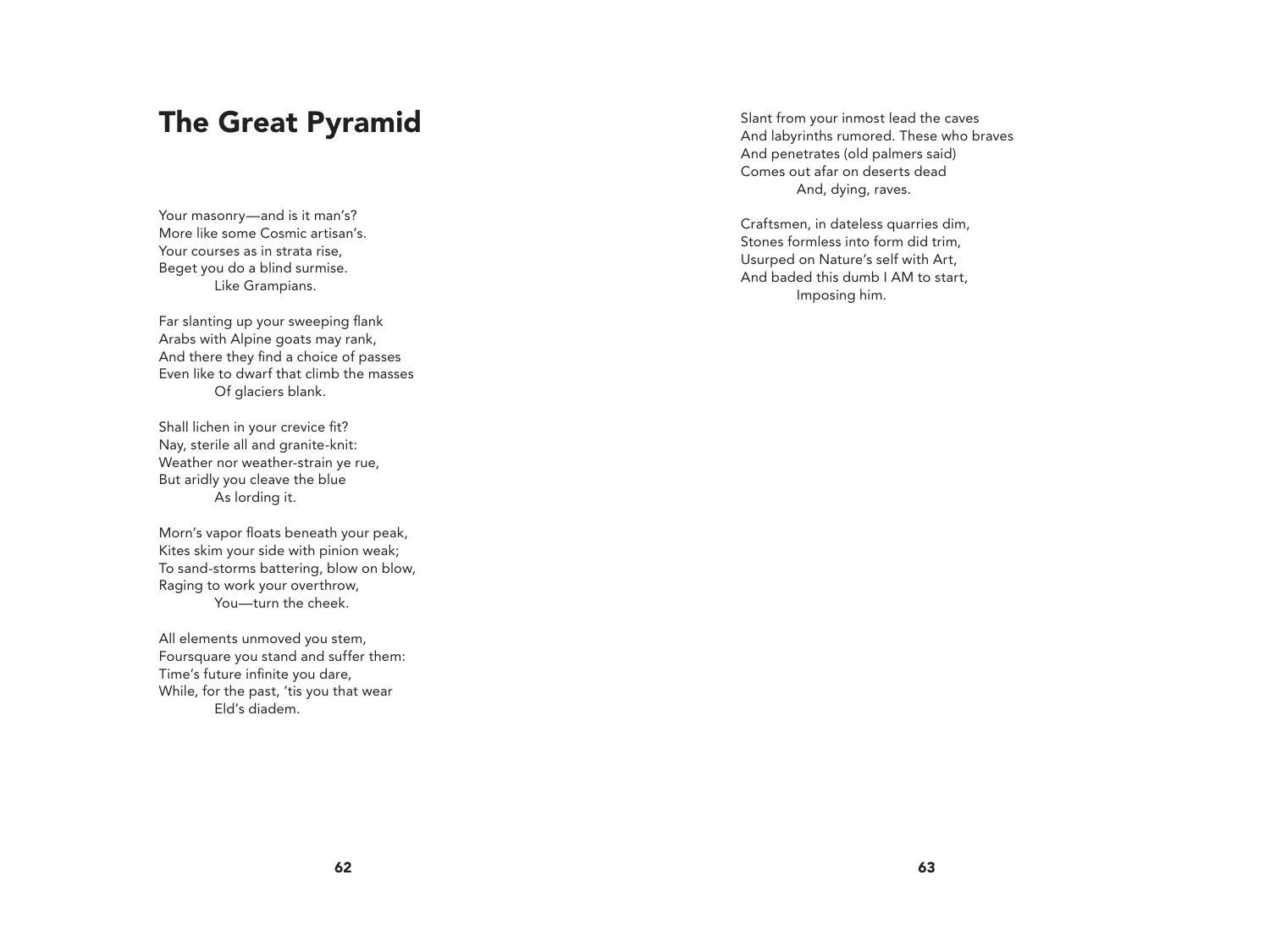# The Great Pyramid

Your masonry—and is it man's?
More like some Cosmic artisan's.
Your courses as in strata rise,
Beget you do a blind surmise.
            Like Grampians.

Far slanting up your sweeping flank
Arabs with Alpine goats may rank,
And there they find a choice of passes
Even like to dwarf that climb the masses
            Of glaciers blank.

Shall lichen in your crevice fit?
Nay, sterile all and granite-knit:
Weather nor weather-strain ye rue,
But aridly you cleave the blue
            As lording it.

Morn's vapor floats beneath your peak,
Kites skim your side with pinion weak;
To sand-storms battering, blow on blow,
Raging to work your overthrow,
            You—turn the cheek.

All elements unmoved you stem,
Foursquare you stand and suffer them:
Time's future infinite you dare,
While, for the past, 'tis you that wear
            Eld's diadem.

Slant from your inmost lead the caves
And labyrinths rumored. These who braves
And penetrates (old palmers said)
Comes out afar on deserts dead
            And, dying, raves.

Craftsmen, in dateless quarries dim,
Stones formless into form did trim,
Usurped on Nature's self with Art,
And baded this dumb I AM to start,
            Imposing him.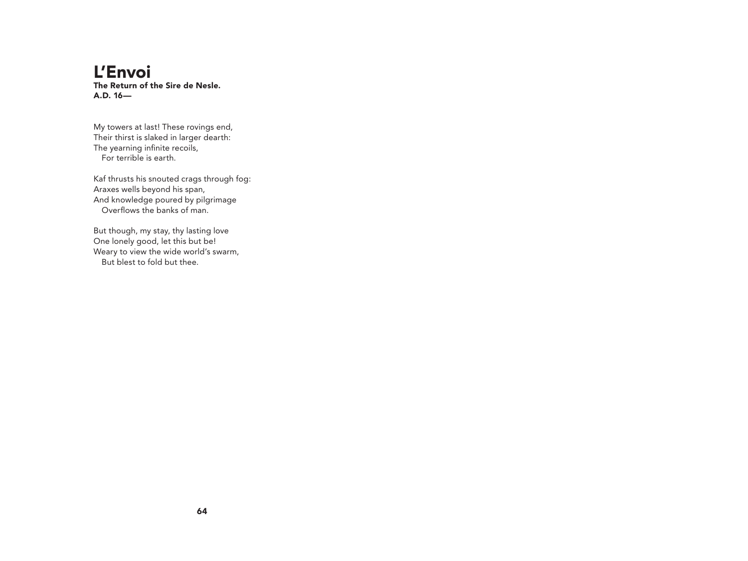# L'Envoi

**The Return of the Sire de Nesle.**
**A.D. 16—**

My towers at last! These rovings end,
Their thirst is slaked in larger dearth:
The yearning infinite recoils,
   For terrible is earth.

Kaf thrusts his snouted crags through fog:
Araxes wells beyond his span,
And knowledge poured by pilgrimage
   Overflows the banks of man.

But though, my stay, thy lasting love
One lonely good, let this but be!
Weary to view the wide world's swarm,
   But blest to fold but thee.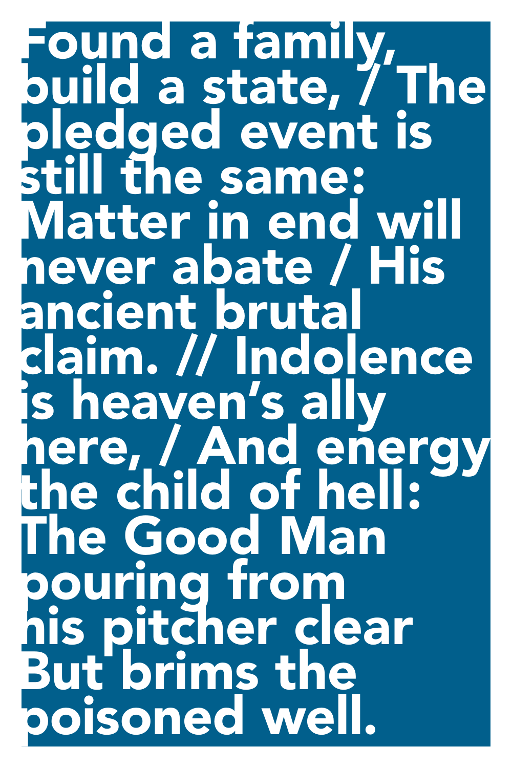Found a family, build a state, / The pledged event is still the same: Matter in end will never abate / His ancient brutal claim. // Indolence is heaven’s ally here, / And energy the child of hell: The Good Man pouring from his pitcher clear But brims the poisoned well.